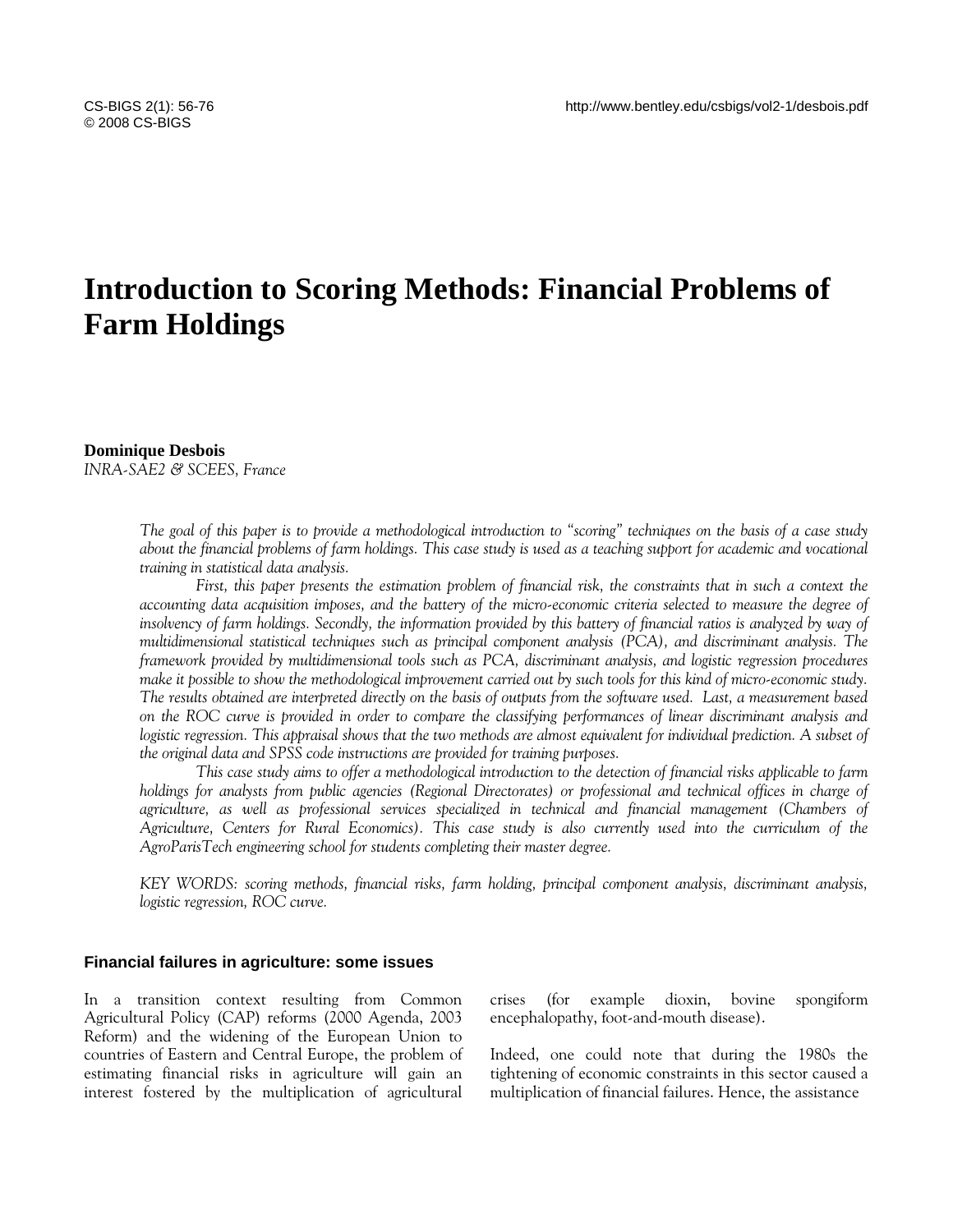# Introduction to Scoring Methods: Financial Problems of Farm Holdings

**Dominique Desbois**
*INRA-SAE2 & SCEES, France*

*The goal of this paper is to provide a methodological introduction to "scoring" techniques on the basis of a case study about the financial problems of farm holdings. This case study is used as a teaching support for academic and vocational training in statistical data analysis.*

*First, this paper presents the estimation problem of financial risk, the constraints that in such a context the accounting data acquisition imposes, and the battery of the micro-economic criteria selected to measure the degree of insolvency of farm holdings. Secondly, the information provided by this battery of financial ratios is analyzed by way of multidimensional statistical techniques such as principal component analysis (PCA), and discriminant analysis. The framework provided by multidimensional tools such as PCA, discriminant analysis, and logistic regression procedures make it possible to show the methodological improvement carried out by such tools for this kind of micro-economic study. The results obtained are interpreted directly on the basis of outputs from the software used. Last, a measurement based on the ROC curve is provided in order to compare the classifying performances of linear discriminant analysis and logistic regression. This appraisal shows that the two methods are almost equivalent for individual prediction. A subset of the original data and SPSS code instructions are provided for training purposes.*

*This case study aims to offer a methodological introduction to the detection of financial risks applicable to farm holdings for analysts from public agencies (Regional Directorates) or professional and technical offices in charge of agriculture, as well as professional services specialized in technical and financial management (Chambers of Agriculture, Centers for Rural Economics). This case study is also currently used into the curriculum of the AgroParisTech engineering school for students completing their master degree.*

*KEY WORDS: scoring methods, financial risks, farm holding, principal component analysis, discriminant analysis, logistic regression, ROC curve.*

## Financial failures in agriculture: some issues

In a transition context resulting from Common Agricultural Policy (CAP) reforms (2000 Agenda, 2003 Reform) and the widening of the European Union to countries of Eastern and Central Europe, the problem of estimating financial risks in agriculture will gain an interest fostered by the multiplication of agricultural crises (for example dioxin, bovine spongiform encephalopathy, foot-and-mouth disease).

Indeed, one could note that during the 1980s the tightening of economic constraints in this sector caused a multiplication of financial failures. Hence, the assistance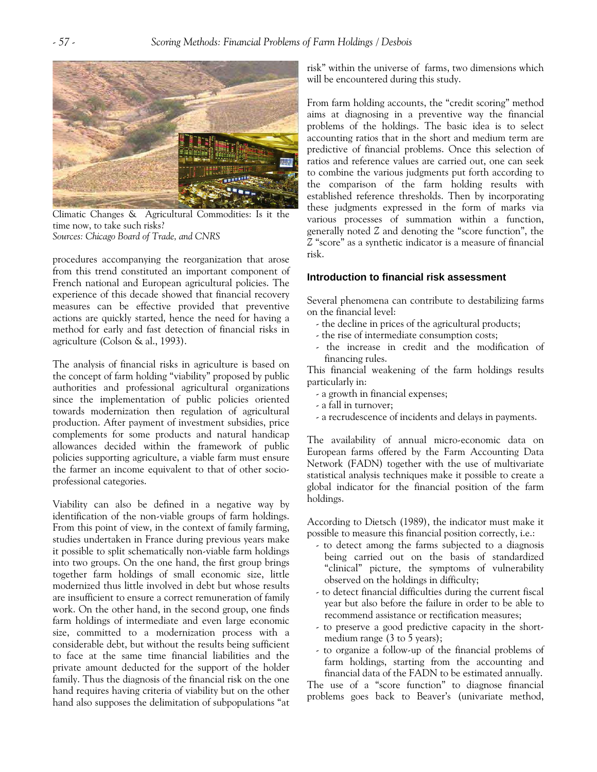Climatic Changes & Agricultural Commodities: Is it the time now, to take such risks?
*Sources: Chicago Board of Trade, and CNRS*

procedures accompanying the reorganization that arose from this trend constituted an important component of French national and European agricultural policies. The experience of this decade showed that financial recovery measures can be effective provided that preventive actions are quickly started, hence the need for having a method for early and fast detection of financial risks in agriculture (Colson & al., 1993).

The analysis of financial risks in agriculture is based on the concept of farm holding "viability" proposed by public authorities and professional agricultural organizations since the implementation of public policies oriented towards modernization then regulation of agricultural production. After payment of investment subsidies, price complements for some products and natural handicap allowances decided within the framework of public policies supporting agriculture, a viable farm must ensure the farmer an income equivalent to that of other socio-professional categories.

Viability can also be defined in a negative way by identification of the non-viable groups of farm holdings. From this point of view, in the context of family farming, studies undertaken in France during previous years make it possible to split schematically non-viable farm holdings into two groups. On the one hand, the first group brings together farm holdings of small economic size, little modernized thus little involved in debt but whose results are insufficient to ensure a correct remuneration of family work. On the other hand, in the second group, one finds farm holdings of intermediate and even large economic size, committed to a modernization process with a considerable debt, but without the results being sufficient to face at the same time financial liabilities and the private amount deducted for the support of the holder family. Thus the diagnosis of the financial risk on the one hand requires having criteria of viability but on the other hand also supposes the delimitation of subpopulations "at risk" within the universe of farms, two dimensions which will be encountered during this study.

From farm holding accounts, the "credit scoring" method aims at diagnosing in a preventive way the financial problems of the holdings. The basic idea is to select accounting ratios that in the short and medium term are predictive of financial problems. Once this selection of ratios and reference values are carried out, one can seek to combine the various judgments put forth according to the comparison of the farm holding results with established reference thresholds. Then by incorporating these judgments expressed in the form of marks via various processes of summation within a function, generally noted Z and denoting the "score function", the Z "score" as a synthetic indicator is a measure of financial risk.

## Introduction to financial risk assessment

Several phenomena can contribute to destabilizing farms on the financial level:

- the decline in prices of the agricultural products;
- the rise of intermediate consumption costs;
- the increase in credit and the modification of financing rules.

This financial weakening of the farm holdings results particularly in:

- a growth in financial expenses;
- a fall in turnover;
- a recrudescence of incidents and delays in payments.

The availability of annual micro-economic data on European farms offered by the Farm Accounting Data Network (FADN) together with the use of multivariate statistical analysis techniques make it possible to create a global indicator for the financial position of the farm holdings.

According to Dietsch (1989), the indicator must make it possible to measure this financial position correctly, i.e.:

- to detect among the farms subjected to a diagnosis being carried out on the basis of standardized "clinical" picture, the symptoms of vulnerability observed on the holdings in difficulty;
- to detect financial difficulties during the current fiscal year but also before the failure in order to be able to recommend assistance or rectification measures;
- to preserve a good predictive capacity in the short-medium range (3 to 5 years);
- to organize a follow-up of the financial problems of farm holdings, starting from the accounting and financial data of the FADN to be estimated annually.

The use of a "score function" to diagnose financial problems goes back to Beaver's (univariate method,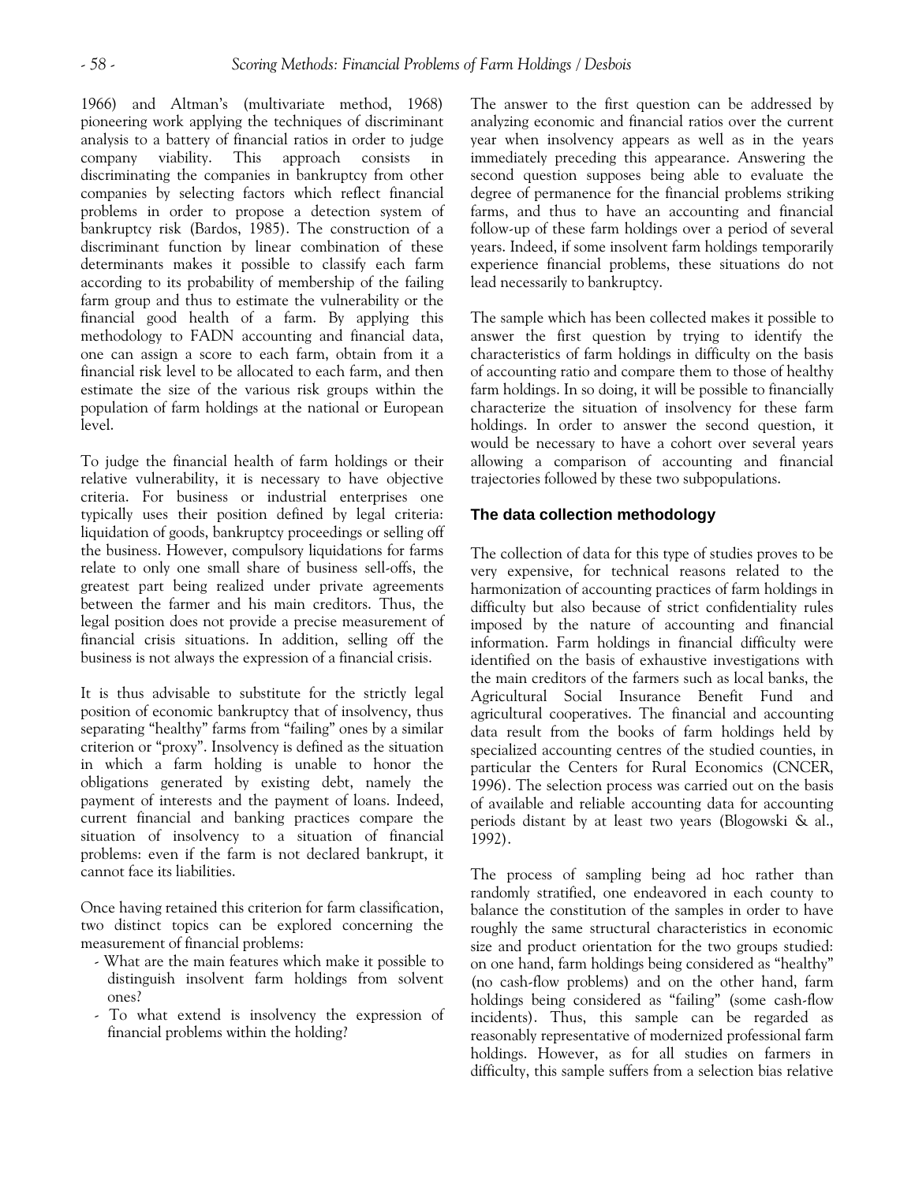1966) and Altman's (multivariate method, 1968) pioneering work applying the techniques of discriminant analysis to a battery of financial ratios in order to judge company viability. This approach consists in discriminating the companies in bankruptcy from other companies by selecting factors which reflect financial problems in order to propose a detection system of bankruptcy risk (Bardos, 1985). The construction of a discriminant function by linear combination of these determinants makes it possible to classify each farm according to its probability of membership of the failing farm group and thus to estimate the vulnerability or the financial good health of a farm. By applying this methodology to FADN accounting and financial data, one can assign a score to each farm, obtain from it a financial risk level to be allocated to each farm, and then estimate the size of the various risk groups within the population of farm holdings at the national or European level.

To judge the financial health of farm holdings or their relative vulnerability, it is necessary to have objective criteria. For business or industrial enterprises one typically uses their position defined by legal criteria: liquidation of goods, bankruptcy proceedings or selling off the business. However, compulsory liquidations for farms relate to only one small share of business sell-offs, the greatest part being realized under private agreements between the farmer and his main creditors. Thus, the legal position does not provide a precise measurement of financial crisis situations. In addition, selling off the business is not always the expression of a financial crisis.

It is thus advisable to substitute for the strictly legal position of economic bankruptcy that of insolvency, thus separating "healthy" farms from "failing" ones by a similar criterion or "proxy". Insolvency is defined as the situation in which a farm holding is unable to honor the obligations generated by existing debt, namely the payment of interests and the payment of loans. Indeed, current financial and banking practices compare the situation of insolvency to a situation of financial problems: even if the farm is not declared bankrupt, it cannot face its liabilities.

Once having retained this criterion for farm classification, two distinct topics can be explored concerning the measurement of financial problems:

- What are the main features which make it possible to distinguish insolvent farm holdings from solvent ones?
- To what extend is insolvency the expression of financial problems within the holding?

The answer to the first question can be addressed by analyzing economic and financial ratios over the current year when insolvency appears as well as in the years immediately preceding this appearance. Answering the second question supposes being able to evaluate the degree of permanence for the financial problems striking farms, and thus to have an accounting and financial follow-up of these farm holdings over a period of several years. Indeed, if some insolvent farm holdings temporarily experience financial problems, these situations do not lead necessarily to bankruptcy.

The sample which has been collected makes it possible to answer the first question by trying to identify the characteristics of farm holdings in difficulty on the basis of accounting ratio and compare them to those of healthy farm holdings. In so doing, it will be possible to financially characterize the situation of insolvency for these farm holdings. In order to answer the second question, it would be necessary to have a cohort over several years allowing a comparison of accounting and financial trajectories followed by these two subpopulations.

### The data collection methodology

The collection of data for this type of studies proves to be very expensive, for technical reasons related to the harmonization of accounting practices of farm holdings in difficulty but also because of strict confidentiality rules imposed by the nature of accounting and financial information. Farm holdings in financial difficulty were identified on the basis of exhaustive investigations with the main creditors of the farmers such as local banks, the Agricultural Social Insurance Benefit Fund and agricultural cooperatives. The financial and accounting data result from the books of farm holdings held by specialized accounting centres of the studied counties, in particular the Centers for Rural Economics (CNCER, 1996). The selection process was carried out on the basis of available and reliable accounting data for accounting periods distant by at least two years (Blogowski & al., 1992).

The process of sampling being ad hoc rather than randomly stratified, one endeavored in each county to balance the constitution of the samples in order to have roughly the same structural characteristics in economic size and product orientation for the two groups studied: on one hand, farm holdings being considered as "healthy" (no cash-flow problems) and on the other hand, farm holdings being considered as "failing" (some cash-flow incidents). Thus, this sample can be regarded as reasonably representative of modernized professional farm holdings. However, as for all studies on farmers in difficulty, this sample suffers from a selection bias relative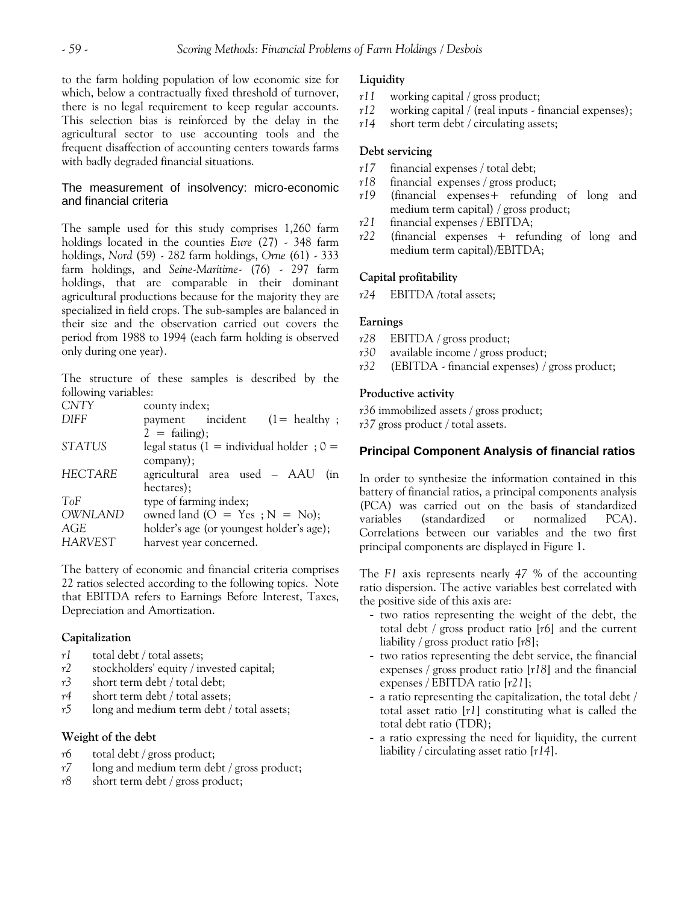to the farm holding population of low economic size for which, below a contractually fixed threshold of turnover, there is no legal requirement to keep regular accounts. This selection bias is reinforced by the delay in the agricultural sector to use accounting tools and the frequent disaffection of accounting centers towards farms with badly degraded financial situations.

## The measurement of insolvency: micro-economic and financial criteria

The sample used for this study comprises 1,260 farm holdings located in the counties *Eure* (27) - 348 farm holdings, *Nord* (59) - 282 farm holdings, *Orne* (61) - 333 farm holdings, and *Seine-Maritime-* (76) - 297 farm holdings, that are comparable in their dominant agricultural productions because for the majority they are specialized in field crops. The sub-samples are balanced in their size and the observation carried out covers the period from 1988 to 1994 (each farm holding is observed only during one year).

The structure of these samples is described by the following variables:

| | |
|---|---|
| *CNTY* | county index; |
| *DIFF* | payment incident (1= healthy ; 2 = failing); |
| *STATUS* | legal status (1 = individual holder ; 0 = company); |
| *HECTARE* | agricultural area used – AAU (in hectares); |
| *ToF* | type of farming index; |
| *OWNLAND* | owned land (O = Yes ; N = No); |
| *AGE* | holder's age (or youngest holder's age); |
| *HARVEST* | harvest year concerned. |

The battery of economic and financial criteria comprises 22 ratios selected according to the following topics. Note that EBITDA refers to Earnings Before Interest, Taxes, Depreciation and Amortization.

**Capitalization**

- *r1* total debt / total assets;
- *r2* stockholders' equity / invested capital;
- *r3* short term debt / total debt;
- *r4* short term debt / total assets;
- *r5* long and medium term debt / total assets;

**Weight of the debt**

- *r6* total debt / gross product;
- *r7* long and medium term debt / gross product;
- *r8* short term debt / gross product;

**Liquidity**

- *r11* working capital / gross product;
- *r12* working capital / (real inputs - financial expenses);
- *r14* short term debt / circulating assets;

**Debt servicing**

- *r17* financial expenses / total debt;
- *r18* financial expenses / gross product;
- *r19* (financial expenses+ refunding of long and medium term capital) / gross product;
- *r21* financial expenses / EBITDA;
- *r22* (financial expenses + refunding of long and medium term capital)/EBITDA;

**Capital profitability**

- *r24* EBITDA /total assets;

**Earnings**

- *r28* EBITDA / gross product;
- *r30* available income / gross product;
- *r32* (EBITDA - financial expenses) / gross product;

**Productive activity**

- *r36* immobilized assets / gross product;
- *r37* gross product / total assets.

## Principal Component Analysis of financial ratios

In order to synthesize the information contained in this battery of financial ratios, a principal components analysis (PCA) was carried out on the basis of standardized variables (standardized or normalized PCA). Correlations between our variables and the two first principal components are displayed in Figure 1.

The *F1* axis represents nearly *47 %* of the accounting ratio dispersion. The active variables best correlated with the positive side of this axis are:

- two ratios representing the weight of the debt, the total debt / gross product ratio [*r6*] and the current liability / gross product ratio [*r8*];
- two ratios representing the debt service, the financial expenses / gross product ratio [*r18*] and the financial expenses / EBITDA ratio [*r21*];
- a ratio representing the capitalization, the total debt / total asset ratio [*r1*] constituting what is called the total debt ratio (TDR);
- a ratio expressing the need for liquidity, the current liability / circulating asset ratio [*r14*].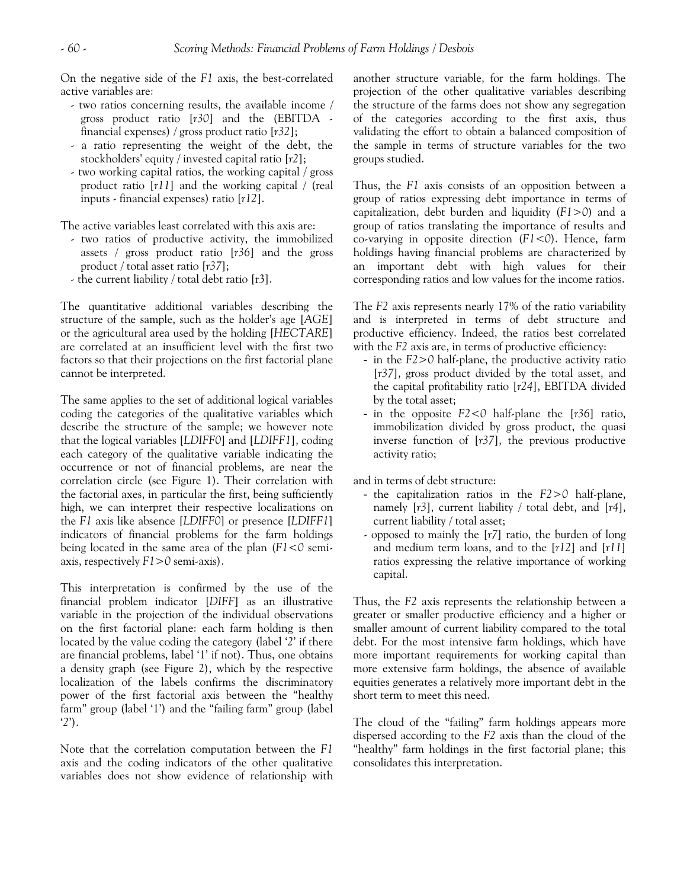On the negative side of the *F1* axis, the best-correlated active variables are:

- two ratios concerning results, the available income / gross product ratio [*r30*] and the (EBITDA - financial expenses) / gross product ratio [*r32*];
- a ratio representing the weight of the debt, the stockholders' equity / invested capital ratio [*r2*];
- two working capital ratios, the working capital / gross product ratio [*r11*] and the working capital / (real inputs - financial expenses) ratio [*r12*].

The active variables least correlated with this axis are:

- two ratios of productive activity, the immobilized assets / gross product ratio [*r36*] and the gross product / total asset ratio [*r37*];
- the current liability / total debt ratio [r3].

The quantitative additional variables describing the structure of the sample, such as the holder's age [*AGE*] or the agricultural area used by the holding [*HECTARE*] are correlated at an insufficient level with the first two factors so that their projections on the first factorial plane cannot be interpreted.

The same applies to the set of additional logical variables coding the categories of the qualitative variables which describe the structure of the sample; we however note that the logical variables [*LDIFF0*] and [*LDIFF1*], coding each category of the qualitative variable indicating the occurrence or not of financial problems, are near the correlation circle (see Figure 1). Their correlation with the factorial axes, in particular the first, being sufficiently high, we can interpret their respective localizations on the *F1* axis like absence [*LDIFF0*] or presence [*LDIFF1*] indicators of financial problems for the farm holdings being located in the same area of the plan (*F1<0* semi-axis, respectively *F1>0* semi-axis).

This interpretation is confirmed by the use of the financial problem indicator [*DIFF*] as an illustrative variable in the projection of the individual observations on the first factorial plane: each farm holding is then located by the value coding the category (label '2' if there are financial problems, label '1' if not). Thus, one obtains a density graph (see Figure 2), which by the respective localization of the labels confirms the discriminatory power of the first factorial axis between the "healthy farm" group (label '1') and the "failing farm" group (label '2').

Note that the correlation computation between the *F1* axis and the coding indicators of the other qualitative variables does not show evidence of relationship with another structure variable, for the farm holdings. The projection of the other qualitative variables describing the structure of the farms does not show any segregation of the categories according to the first axis, thus validating the effort to obtain a balanced composition of the sample in terms of structure variables for the two groups studied.

Thus, the *F1* axis consists of an opposition between a group of ratios expressing debt importance in terms of capitalization, debt burden and liquidity (*F1>0*) and a group of ratios translating the importance of results and co-varying in opposite direction (*F1<0*). Hence, farm holdings having financial problems are characterized by an important debt with high values for their corresponding ratios and low values for the income ratios.

The *F2* axis represents nearly 17% of the ratio variability and is interpreted in terms of debt structure and productive efficiency. Indeed, the ratios best correlated with the *F2* axis are, in terms of productive efficiency:

- in the *F2>0* half-plane, the productive activity ratio [*r37*], gross product divided by the total asset, and the capital profitability ratio [*r24*], EBITDA divided by the total asset;
- in the opposite *F2<0* half-plane the [*r36*] ratio, immobilization divided by gross product, the quasi inverse function of [*r37*], the previous productive activity ratio;

and in terms of debt structure:

- the capitalization ratios in the *F2>0* half-plane, namely [*r3*], current liability / total debt, and [*r4*], current liability / total asset;
- opposed to mainly the [*r7*] ratio, the burden of long and medium term loans, and to the [*r12*] and [*r11*] ratios expressing the relative importance of working capital.

Thus, the *F2* axis represents the relationship between a greater or smaller productive efficiency and a higher or smaller amount of current liability compared to the total debt. For the most intensive farm holdings, which have more important requirements for working capital than more extensive farm holdings, the absence of available equities generates a relatively more important debt in the short term to meet this need.

The cloud of the "failing" farm holdings appears more dispersed according to the *F2* axis than the cloud of the "healthy" farm holdings in the first factorial plane; this consolidates this interpretation.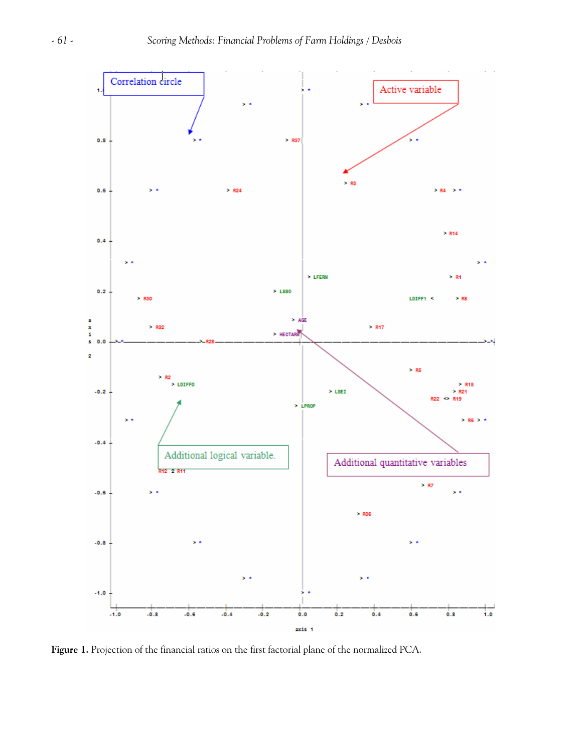Figure 1. Projection of the financial ratios on the first factorial plane of the normalized PCA.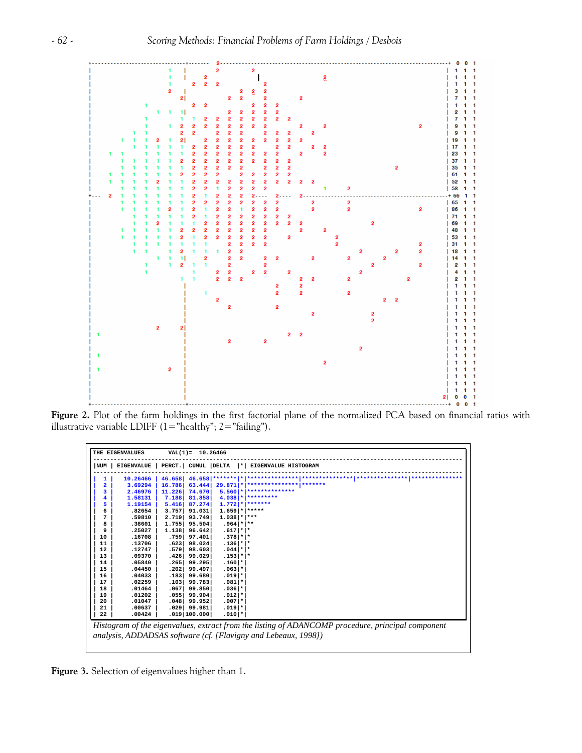**Figure 2.** Plot of the farm holdings in the first factorial plane of the normalized PCA based on financial ratios with illustrative variable LDIFF (1="healthy"; 2="failing").

```
THE EIGENVALUES       VAL(1)=  10.26466
------------------------------------------------------------------------------------------------------------
|NUM | EIGENVALUE | PERCT.| CUMUL |DELTA  |*| EIGENVALUE HISTOGRAM
------------------------------------------------------------------------------------------------------------
|  1 |   10.26466 | 46.658| 46.658|*******|*|***************|***************|***************|***************
|  2 |    3.69294 | 16.786| 63.444| 29.871|*|***************|*******
|  3 |    2.46976 | 11.226| 74.670|  5.560|*|**************
|  4 |    1.58131 |  7.188| 81.858|  4.038|*|*********
|  5 |    1.19154 |  5.416| 87.274|  1.772|*|*******
|  6 |     .82654 |  3.757| 91.031|  1.659|*|*****
|  7 |     .59810 |  2.719| 93.749|  1.038|*|***
|  8 |     .38601 |  1.755| 95.504|   .964|*|**
|  9 |     .25027 |  1.138| 96.642|   .617|*|*
| 10 |     .16708 |   .759| 97.401|   .378|*|*
| 11 |     .13706 |   .623| 98.024|   .136|*|*
| 12 |     .12747 |   .579| 98.603|   .044|*|*
| 13 |     .09370 |   .426| 99.029|   .153|*|*
| 14 |     .05840 |   .265| 99.295|   .160|*|
| 15 |     .04450 |   .202| 99.497|   .063|*|
| 16 |     .04033 |   .183| 99.680|   .019|*|
| 17 |     .02259 |   .103| 99.783|   .081|*|
| 18 |     .01464 |   .067| 99.850|   .036|*|
| 19 |     .01202 |   .055| 99.904|   .012|*|
| 20 |     .01047 |   .048| 99.952|   .007|*|
| 21 |     .00637 |   .029| 99.981|   .019|*|
| 22 |     .00424 |   .019|100.000|   .010|*|
```

*Histogram of the eigenvalues, extract from the listing of ADANCOMP procedure, principal component analysis, ADDADSAS software (cf. [Flavigny and Lebeaux, 1998])*

**Figure 3.** Selection of eigenvalues higher than 1.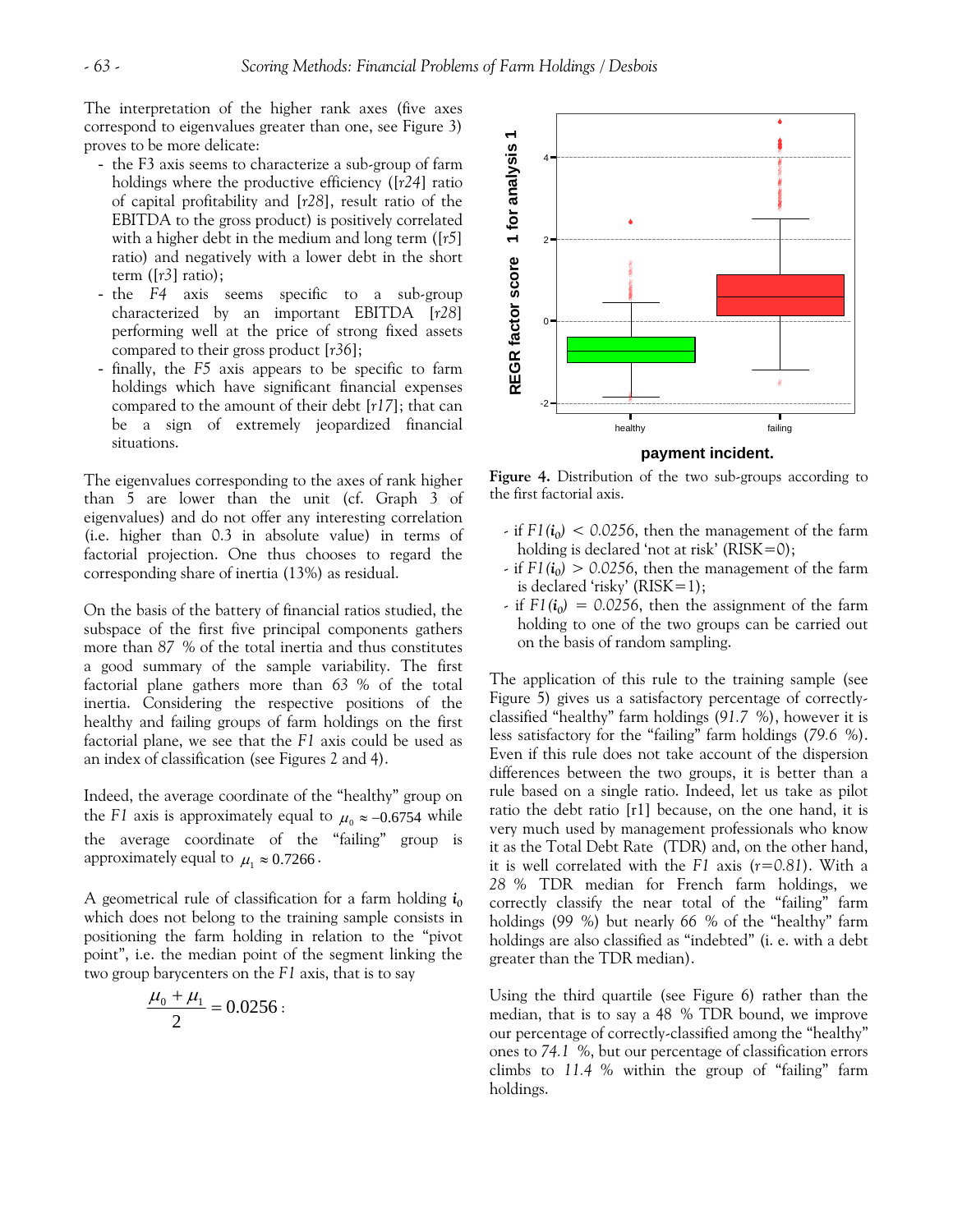The interpretation of the higher rank axes (five axes correspond to eigenvalues greater than one, see Figure 3) proves to be more delicate:

- the F3 axis seems to characterize a sub-group of farm holdings where the productive efficiency ([*r24*] ratio of capital profitability and [*r28*], result ratio of the EBITDA to the gross product) is positively correlated with a higher debt in the medium and long term ([*r5*] ratio) and negatively with a lower debt in the short term ([*r3*] ratio);
- the *F4* axis seems specific to a sub-group characterized by an important EBITDA [*r28*] performing well at the price of strong fixed assets compared to their gross product [*r36*];
- finally, the *F5* axis appears to be specific to farm holdings which have significant financial expenses compared to the amount of their debt [*r17*]; that can be a sign of extremely jeopardized financial situations.

The eigenvalues corresponding to the axes of rank higher than 5 are lower than the unit (cf. Graph 3 of eigenvalues) and do not offer any interesting correlation (i.e. higher than 0.3 in absolute value) in terms of factorial projection. One thus chooses to regard the corresponding share of inertia (13%) as residual.

On the basis of the battery of financial ratios studied, the subspace of the first five principal components gathers more than *87 %* of the total inertia and thus constitutes a good summary of the sample variability. The first factorial plane gathers more than *63 %* of the total inertia. Considering the respective positions of the healthy and failing groups of farm holdings on the first factorial plane, we see that the *F1* axis could be used as an index of classification (see Figures 2 and 4).

Indeed, the average coordinate of the "healthy" group on the *F1* axis is approximately equal to $\mu_0 \approx -0.6754$ while the average coordinate of the "failing" group is approximately equal to $\mu_1 \approx 0.7266$.

A geometrical rule of classification for a farm holding $\boldsymbol{i}_0$ which does not belong to the training sample consists in positioning the farm holding in relation to the "pivot point", i.e. the median point of the segment linking the two group barycenters on the *F1* axis, that is to say

$$\frac{\mu_0 + \mu_1}{2} = 0.0256:$$

**Figure 4.** Distribution of the two sub-groups according to the first factorial axis.

- if $F1(\boldsymbol{i}_0) < 0.0256$, then the management of the farm holding is declared 'not at risk' (RISK=0);
- if $F1(\boldsymbol{i}_0) > 0.0256$, then the management of the farm is declared 'risky' (RISK=1);
- if $F1(\boldsymbol{i}_0) = 0.0256$, then the assignment of the farm holding to one of the two groups can be carried out on the basis of random sampling.

The application of this rule to the training sample (see Figure 5) gives us a satisfactory percentage of correctly-classified "healthy" farm holdings (*91.7 %*), however it is less satisfactory for the "failing" farm holdings (*79.6 %*). Even if this rule does not take account of the dispersion differences between the two groups, it is better than a rule based on a single ratio. Indeed, let us take as pilot ratio the debt ratio [r1] because, on the one hand, it is very much used by management professionals who know it as the Total Debt Rate (TDR) and, on the other hand, it is well correlated with the *F1* axis (*r=0.81*). With a *28 %* TDR median for French farm holdings, we correctly classify the near total of the "failing" farm holdings (99 %) but nearly 66 % of the "healthy" farm holdings are also classified as "indebted" (i. e. with a debt greater than the TDR median).

Using the third quartile (see Figure 6) rather than the median, that is to say a 48 % TDR bound, we improve our percentage of correctly-classified among the "healthy" ones to *74.1 %*, but our percentage of classification errors climbs to *11.4 %* within the group of "failing" farm holdings.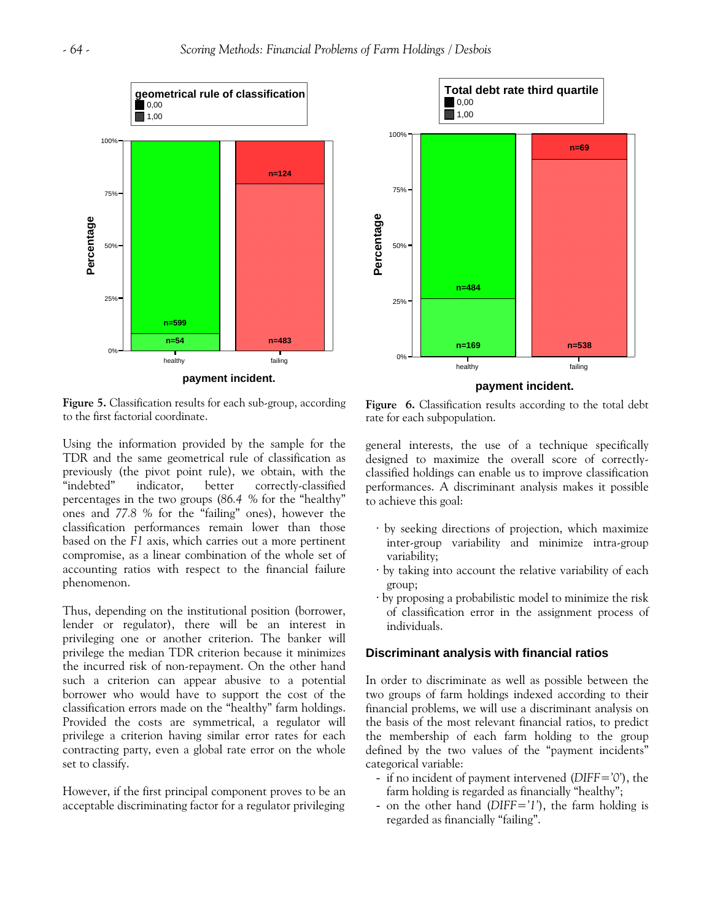**Figure 5.** Classification results for each sub-group, according to the first factorial coordinate.

**Figure 6.** Classification results according to the total debt rate for each subpopulation.

Using the information provided by the sample for the TDR and the same geometrical rule of classification as previously (the pivot point rule), we obtain, with the "indebted" indicator, better correctly-classified percentages in the two groups (*86.4* % for the "healthy" ones and *77.8* % for the "failing" ones), however the classification performances remain lower than those based on the *F1* axis, which carries out a more pertinent compromise, as a linear combination of the whole set of accounting ratios with respect to the financial failure phenomenon.

Thus, depending on the institutional position (borrower, lender or regulator), there will be an interest in privileging one or another criterion. The banker will privilege the median TDR criterion because it minimizes the incurred risk of non-repayment. On the other hand such a criterion can appear abusive to a potential borrower who would have to support the cost of the classification errors made on the "healthy" farm holdings. Provided the costs are symmetrical, a regulator will privilege a criterion having similar error rates for each contracting party, even a global rate error on the whole set to classify.

However, if the first principal component proves to be an acceptable discriminating factor for a regulator privileging general interests, the use of a technique specifically designed to maximize the overall score of correctly-classified holdings can enable us to improve classification performances. A discriminant analysis makes it possible to achieve this goal:

- by seeking directions of projection, which maximize inter-group variability and minimize intra-group variability;
- by taking into account the relative variability of each group;
- by proposing a probabilistic model to minimize the risk of classification error in the assignment process of individuals.

### Discriminant analysis with financial ratios

In order to discriminate as well as possible between the two groups of farm holdings indexed according to their financial problems, we will use a discriminant analysis on the basis of the most relevant financial ratios, to predict the membership of each farm holding to the group defined by the two values of the "payment incidents" categorical variable:

- if no incident of payment intervened (*DIFF='0'*), the farm holding is regarded as financially "healthy";
- on the other hand (*DIFF='1'*), the farm holding is regarded as financially "failing".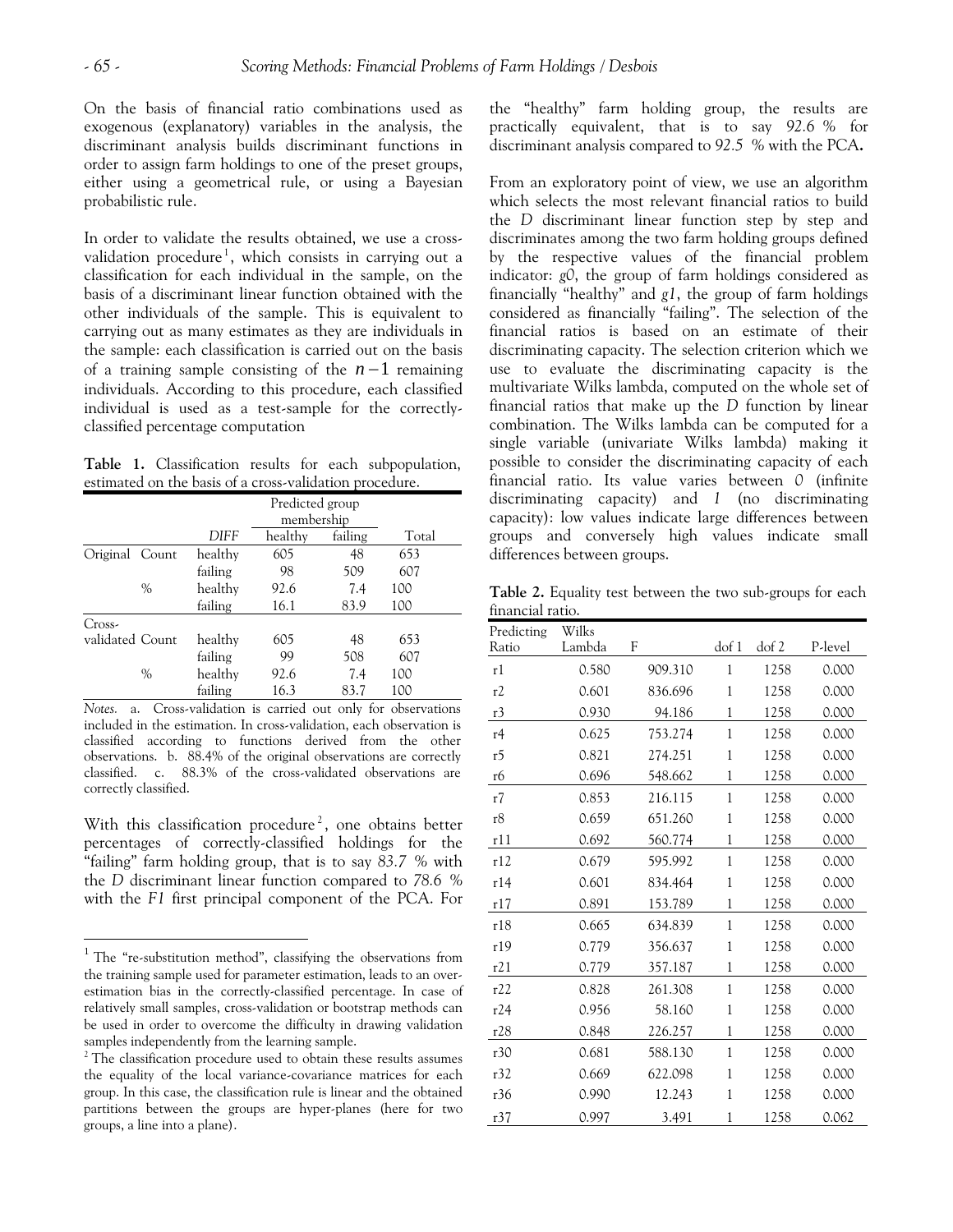On the basis of financial ratio combinations used as exogenous (explanatory) variables in the analysis, the discriminant analysis builds discriminant functions in order to assign farm holdings to one of the preset groups, either using a geometrical rule, or using a Bayesian probabilistic rule.

In order to validate the results obtained, we use a cross-validation procedure[1], which consists in carrying out a classification for each individual in the sample, on the basis of a discriminant linear function obtained with the other individuals of the sample. This is equivalent to carrying out as many estimates as they are individuals in the sample: each classification is carried out on the basis of a training sample consisting of the $n-1$ remaining individuals. According to this procedure, each classified individual is used as a test-sample for the correctly-classified percentage computation

**Table 1.** Classification results for each subpopulation, estimated on the basis of a cross-validation procedure.

| | | | Predicted group membership | | |
|---|---|---|---|---|---|
| | | *DIFF* | healthy | failing | Total |
| Original | Count | healthy | 605 | 48 | 653 |
| | | failing | 98 | 509 | 607 |
| | % | healthy | 92.6 | 7.4 | 100 |
| | | failing | 16.1 | 83.9 | 100 |
| Cross-validated | Count | healthy | 605 | 48 | 653 |
| | | failing | 99 | 508 | 607 |
| | % | healthy | 92.6 | 7.4 | 100 |
| | | failing | 16.3 | 83.7 | 100 |

*Notes.* a. Cross-validation is carried out only for observations included in the estimation. In cross-validation, each observation is classified according to functions derived from the other observations. b. 88.4% of the original observations are correctly classified. c. 88.3% of the cross-validated observations are correctly classified.

With this classification procedure[2], one obtains better percentages of correctly-classified holdings for the "failing" farm holding group, that is to say *83.7 %* with the *D* discriminant linear function compared to *78.6 %* with the *F1* first principal component of the PCA. For the "healthy" farm holding group, the results are practically equivalent, that is to say *92.6 %* for discriminant analysis compared to *92.5 %* with the PCA**.**

From an exploratory point of view, we use an algorithm which selects the most relevant financial ratios to build the *D* discriminant linear function step by step and discriminates among the two farm holding groups defined by the respective values of the financial problem indicator: *g0*, the group of farm holdings considered as financially "healthy" and *g1*, the group of farm holdings considered as financially "failing". The selection of the financial ratios is based on an estimate of their discriminating capacity. The selection criterion which we use to evaluate the discriminating capacity is the multivariate Wilks lambda, computed on the whole set of financial ratios that make up the *D* function by linear combination. The Wilks lambda can be computed for a single variable (univariate Wilks lambda) making it possible to consider the discriminating capacity of each financial ratio. Its value varies between *0* (infinite discriminating capacity) and *1* (no discriminating capacity): low values indicate large differences between groups and conversely high values indicate small differences between groups.

**Table 2.** Equality test between the two sub-groups for each financial ratio.

| Predicting Ratio | Wilks Lambda | F | dof 1 | dof 2 | P-level |
|---|---|---|---|---|---|
| r1 | 0.580 | 909.310 | 1 | 1258 | 0.000 |
| r2 | 0.601 | 836.696 | 1 | 1258 | 0.000 |
| r3 | 0.930 | 94.186 | 1 | 1258 | 0.000 |
| r4 | 0.625 | 753.274 | 1 | 1258 | 0.000 |
| r5 | 0.821 | 274.251 | 1 | 1258 | 0.000 |
| r6 | 0.696 | 548.662 | 1 | 1258 | 0.000 |
| r7 | 0.853 | 216.115 | 1 | 1258 | 0.000 |
| r8 | 0.659 | 651.260 | 1 | 1258 | 0.000 |
| r11 | 0.692 | 560.774 | 1 | 1258 | 0.000 |
| r12 | 0.679 | 595.992 | 1 | 1258 | 0.000 |
| r14 | 0.601 | 834.464 | 1 | 1258 | 0.000 |
| r17 | 0.891 | 153.789 | 1 | 1258 | 0.000 |
| r18 | 0.665 | 634.839 | 1 | 1258 | 0.000 |
| r19 | 0.779 | 356.637 | 1 | 1258 | 0.000 |
| r21 | 0.779 | 357.187 | 1 | 1258 | 0.000 |
| r22 | 0.828 | 261.308 | 1 | 1258 | 0.000 |
| r24 | 0.956 | 58.160 | 1 | 1258 | 0.000 |
| r28 | 0.848 | 226.257 | 1 | 1258 | 0.000 |
| r30 | 0.681 | 588.130 | 1 | 1258 | 0.000 |
| r32 | 0.669 | 622.098 | 1 | 1258 | 0.000 |
| r36 | 0.990 | 12.243 | 1 | 1258 | 0.000 |
| r37 | 0.997 | 3.491 | 1 | 1258 | 0.062 |

[1] The "re-substitution method", classifying the observations from the training sample used for parameter estimation, leads to an over-estimation bias in the correctly-classified percentage. In case of relatively small samples, cross-validation or bootstrap methods can be used in order to overcome the difficulty in drawing validation samples independently from the learning sample.

[2] The classification procedure used to obtain these results assumes the equality of the local variance-covariance matrices for each group. In this case, the classification rule is linear and the obtained partitions between the groups are hyper-planes (here for two groups, a line into a plane).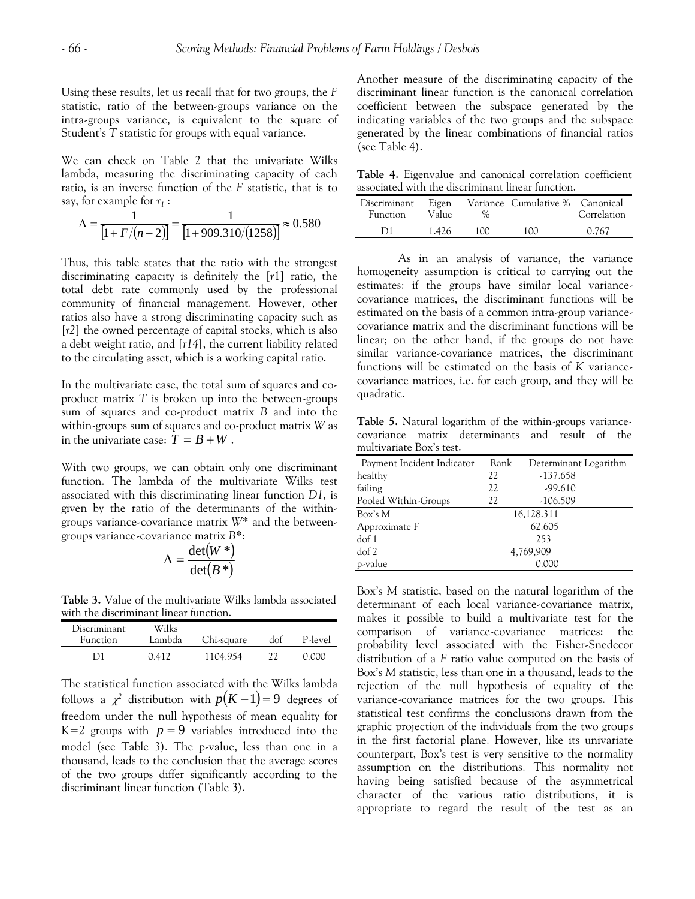Using these results, let us recall that for two groups, the *F* statistic, ratio of the between-groups variance on the intra-groups variance, is equivalent to the square of Student's *T* statistic for groups with equal variance.

We can check on Table 2 that the univariate Wilks lambda, measuring the discriminating capacity of each ratio, is an inverse function of the *F* statistic, that is to say, for example for $r_1$ :

$$\Lambda = \frac{1}{[1 + F/(n-2)]} = \frac{1}{[1 + 909.310/(1258)]} \approx 0.580$$

Thus, this table states that the ratio with the strongest discriminating capacity is definitely the [*r*1] ratio, the total debt rate commonly used by the professional community of financial management. However, other ratios also have a strong discriminating capacity such as [*r*2] the owned percentage of capital stocks, which is also a debt weight ratio, and [*r14*], the current liability related to the circulating asset, which is a working capital ratio.

In the multivariate case, the total sum of squares and co-product matrix *T* is broken up into the between-groups sum of squares and co-product matrix *B* and into the within-groups sum of squares and co-product matrix *W* as in the univariate case: $T = B + W$ .

With two groups, we can obtain only one discriminant function. The lambda of the multivariate Wilks test associated with this discriminating linear function *D1*, is given by the ratio of the determinants of the within-groups variance-covariance matrix *W\** and the between-groups variance-covariance matrix *B\**:

$$\Lambda = \frac{\det(W^*)}{\det(B^*)}$$

**Table 3.** Value of the multivariate Wilks lambda associated with the discriminant linear function.

| Discriminant Function | Wilks Lambda | Chi-square | dof | P-level |
|---|---|---|---|---|
| D1 | 0.412 | 1104.954 | 22 | 0.000 |

The statistical function associated with the Wilks lambda follows a $\chi^2$ distribution with $p(K-1) = 9$ degrees of freedom under the null hypothesis of mean equality for $K=2$ groups with $p = 9$ variables introduced into the model (see Table 3). The p-value, less than one in a thousand, leads to the conclusion that the average scores of the two groups differ significantly according to the discriminant linear function (Table 3).

Another measure of the discriminating capacity of the discriminant linear function is the canonical correlation coefficient between the subspace generated by the indicating variables of the two groups and the subspace generated by the linear combinations of financial ratios (see Table 4).

**Table 4.** Eigenvalue and canonical correlation coefficient associated with the discriminant linear function.

| Discriminant Function | Eigen Value | Variance % | Cumulative % | Canonical Correlation |
|---|---|---|---|---|
| D1 | 1.426 | 100 | 100 | 0.767 |

As in an analysis of variance, the variance homogeneity assumption is critical to carrying out the estimates: if the groups have similar local variance-covariance matrices, the discriminant functions will be estimated on the basis of a common intra-group variance-covariance matrix and the discriminant functions will be linear; on the other hand, if the groups do not have similar variance-covariance matrices, the discriminant functions will be estimated on the basis of *K* variance-covariance matrices, i.e. for each group, and they will be quadratic.

**Table 5.** Natural logarithm of the within-groups variance-covariance matrix determinants and result of the multivariate Box's test.

| Payment Incident Indicator | Rank | Determinant Logarithm |
|---|---|---|
| healthy | 22 | -137.658 |
| failing | 22 | -99.610 |
| Pooled Within-Groups | 22 | -106.509 |
| Box's M | | 16,128.311 |
| Approximate F | | 62.605 |
| dof 1 | | 253 |
| dof 2 | | 4,769,909 |
| p-value | | 0.000 |

Box's *M* statistic, based on the natural logarithm of the determinant of each local variance-covariance matrix, makes it possible to build a multivariate test for the comparison of variance-covariance matrices: the probability level associated with the Fisher-Snedecor distribution of a *F* ratio value computed on the basis of Box's *M* statistic, less than one in a thousand, leads to the rejection of the null hypothesis of equality of the variance-covariance matrices for the two groups. This statistical test confirms the conclusions drawn from the graphic projection of the individuals from the two groups in the first factorial plane. However, like its univariate counterpart, Box's test is very sensitive to the normality assumption on the distributions. This normality not having being satisfied because of the asymmetrical character of the various ratio distributions, it is appropriate to regard the result of the test as an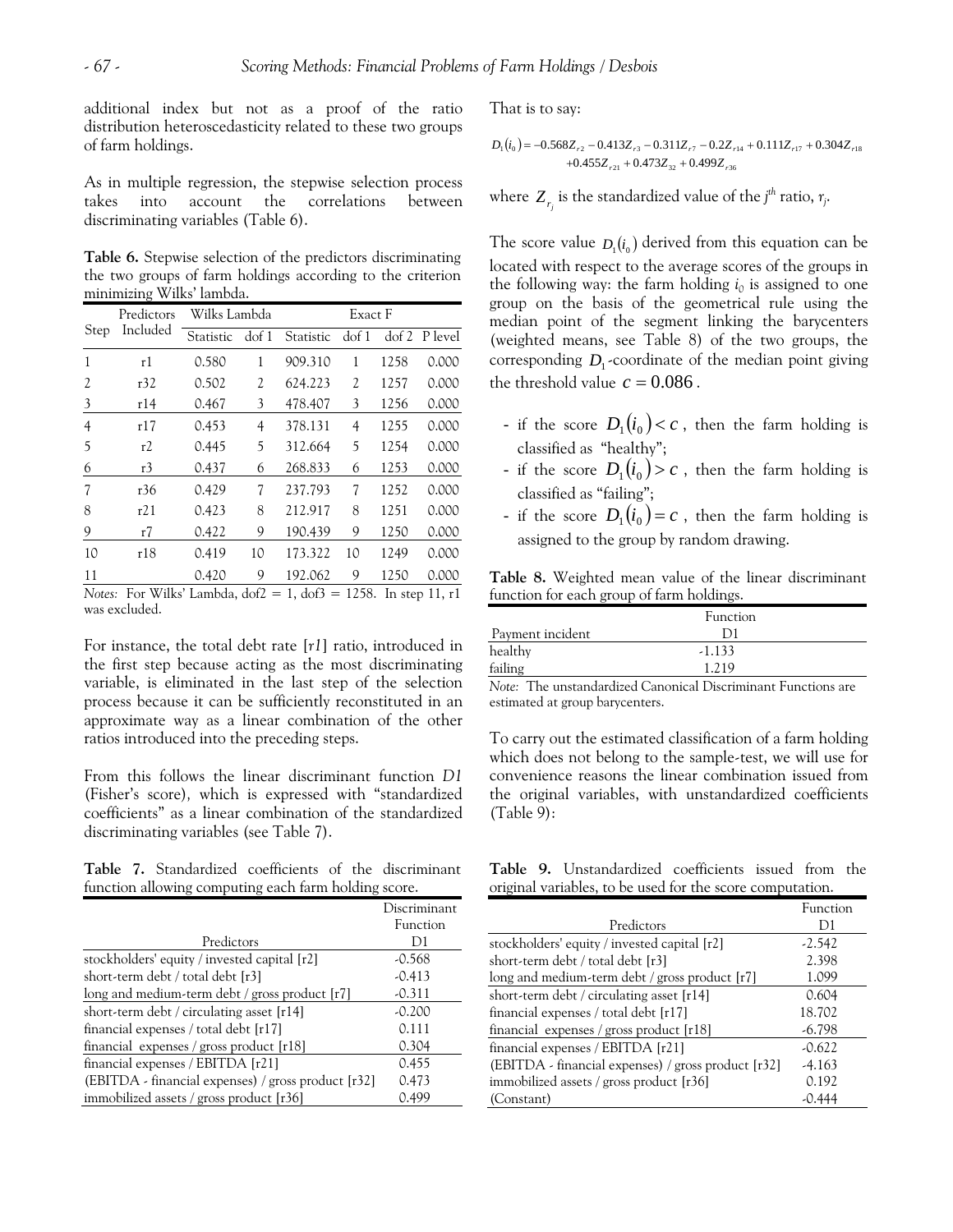additional index but not as a proof of the ratio distribution heteroscedasticity related to these two groups of farm holdings.

As in multiple regression, the stepwise selection process takes into account the correlations between discriminating variables (Table 6).

**Table 6.** Stepwise selection of the predictors discriminating the two groups of farm holdings according to the criterion minimizing Wilks' lambda.

| Step | Predictors Included | Wilks Lambda | | Exact F | | | |
|---|---|---|---|---|---|---|---|
| | | Statistic | dof 1 | Statistic | dof 1 | dof 2 | P level |
| 1 | r1 | 0.580 | 1 | 909.310 | 1 | 1258 | 0.000 |
| 2 | r32 | 0.502 | 2 | 624.223 | 2 | 1257 | 0.000 |
| 3 | r14 | 0.467 | 3 | 478.407 | 3 | 1256 | 0.000 |
| 4 | r17 | 0.453 | 4 | 378.131 | 4 | 1255 | 0.000 |
| 5 | r2 | 0.445 | 5 | 312.664 | 5 | 1254 | 0.000 |
| 6 | r3 | 0.437 | 6 | 268.833 | 6 | 1253 | 0.000 |
| 7 | r36 | 0.429 | 7 | 237.793 | 7 | 1252 | 0.000 |
| 8 | r21 | 0.423 | 8 | 212.917 | 8 | 1251 | 0.000 |
| 9 | r7 | 0.422 | 9 | 190.439 | 9 | 1250 | 0.000 |
| 10 | r18 | 0.419 | 10 | 173.322 | 10 | 1249 | 0.000 |
| 11 | | 0.420 | 9 | 192.062 | 9 | 1250 | 0.000 |

*Notes:* For Wilks' Lambda, dof2 = 1, dof3 = 1258. In step 11, r1 was excluded.

For instance, the total debt rate [*r1*] ratio, introduced in the first step because acting as the most discriminating variable, is eliminated in the last step of the selection process because it can be sufficiently reconstituted in an approximate way as a linear combination of the other ratios introduced into the preceding steps.

From this follows the linear discriminant function *D1* (Fisher's score), which is expressed with "standardized coefficients" as a linear combination of the standardized discriminating variables (see Table 7).

**Table 7.** Standardized coefficients of the discriminant function allowing computing each farm holding score.

| Predictors | Discriminant Function D1 |
|---|---|
| stockholders' equity / invested capital [r2] | -0.568 |
| short-term debt / total debt [r3] | -0.413 |
| long and medium-term debt / gross product [r7] | -0.311 |
| short-term debt / circulating asset [r14] | -0.200 |
| financial expenses / total debt [r17] | 0.111 |
| financial expenses / gross product [r18] | 0.304 |
| financial expenses / EBITDA [r21] | 0.455 |
| (EBITDA - financial expenses) / gross product [r32] | 0.473 |
| immobilized assets / gross product [r36] | 0.499 |

That is to say:

$$D_1(i_0) = -0.568Z_{r2} - 0.413Z_{r3} - 0.311Z_{r7} - 0.2Z_{r14} + 0.111Z_{r17} + 0.304Z_{r18} + 0.455Z_{r21} + 0.473Z_{32} + 0.499Z_{r36}$$

where $Z_{r_j}$ is the standardized value of the $j^{th}$ ratio, $r_j$.

The score value $D_1(i_0)$ derived from this equation can be located with respect to the average scores of the groups in the following way: the farm holding $i_0$ is assigned to one group on the basis of the geometrical rule using the median point of the segment linking the barycenters (weighted means, see Table 8) of the two groups, the corresponding $D_1$-coordinate of the median point giving the threshold value $c = 0.086$.

- if the score $D_1(i_0) < c$, then the farm holding is classified as "healthy";
- if the score $D_1(i_0) > c$, then the farm holding is classified as "failing";
- if the score $D_1(i_0) = c$, then the farm holding is assigned to the group by random drawing.

**Table 8.** Weighted mean value of the linear discriminant function for each group of farm holdings.

| Payment incident | Function D1 |
|---|---|
| healthy | -1.133 |
| failing | 1.219 |

*Note:* The unstandardized Canonical Discriminant Functions are estimated at group barycenters.

To carry out the estimated classification of a farm holding which does not belong to the sample-test, we will use for convenience reasons the linear combination issued from the original variables, with unstandardized coefficients (Table 9):

**Table 9.** Unstandardized coefficients issued from the original variables, to be used for the score computation.

| Predictors | Function D1 |
|---|---|
| stockholders' equity / invested capital [r2] | -2.542 |
| short-term debt / total debt [r3] | 2.398 |
| long and medium-term debt / gross product [r7] | 1.099 |
| short-term debt / circulating asset [r14] | 0.604 |
| financial expenses / total debt [r17] | 18.702 |
| financial expenses / gross product [r18] | -6.798 |
| financial expenses / EBITDA [r21] | -0.622 |
| (EBITDA - financial expenses) / gross product [r32] | -4.163 |
| immobilized assets / gross product [r36] | 0.192 |
| (Constant) | -0.444 |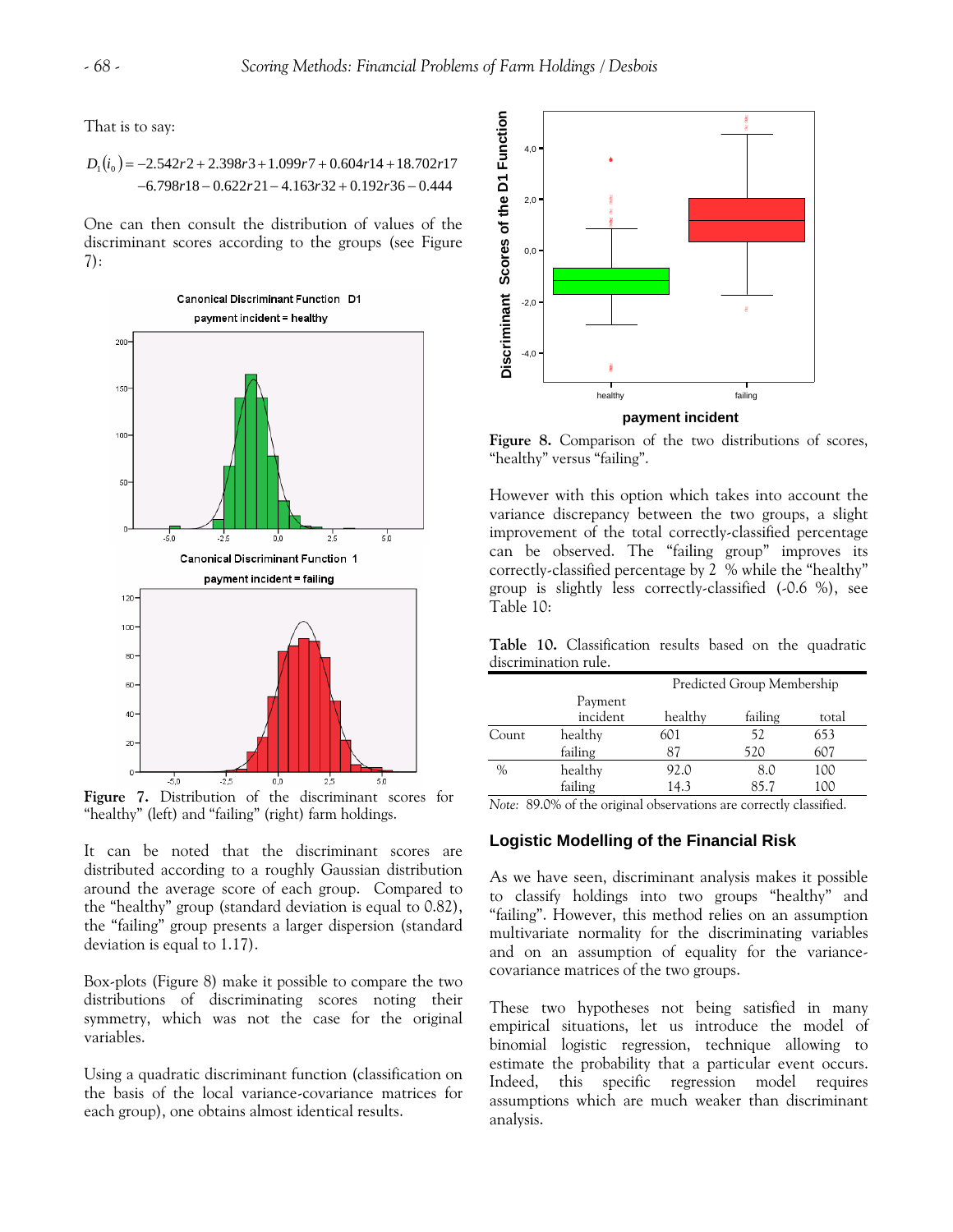That is to say:

$$D_1(i_0) = -2.542r2 + 2.398r3 + 1.099r7 + 0.604r14 + 18.702r17$$
$$-6.798r18 - 0.622r21 - 4.163r32 + 0.192r36 - 0.444$$

One can then consult the distribution of values of the discriminant scores according to the groups (see Figure 7):

**Figure 7.** Distribution of the discriminant scores for "healthy" (left) and "failing" (right) farm holdings.

It can be noted that the discriminant scores are distributed according to a roughly Gaussian distribution around the average score of each group. Compared to the "healthy" group (standard deviation is equal to 0.82), the "failing" group presents a larger dispersion (standard deviation is equal to 1.17).

Box-plots (Figure 8) make it possible to compare the two distributions of discriminating scores noting their symmetry, which was not the case for the original variables.

Using a quadratic discriminant function (classification on the basis of the local variance-covariance matrices for each group), one obtains almost identical results.

**Figure 8.** Comparison of the two distributions of scores, "healthy" versus "failing".

However with this option which takes into account the variance discrepancy between the two groups, a slight improvement of the total correctly-classified percentage can be observed. The "failing group" improves its correctly-classified percentage by 2 % while the "healthy" group is slightly less correctly-classified (-0.6 %), see Table 10:

**Table 10.** Classification results based on the quadratic discrimination rule.

| | | Predicted Group Membership | | |
|---|---|---|---|---|
| | Payment incident | healthy | failing | total |
| Count | healthy | 601 | 52 | 653 |
| | failing | 87 | 520 | 607 |
| % | healthy | 92.0 | 8.0 | 100 |
| | failing | 14.3 | 85.7 | 100 |

*Note:* 89.0% of the original observations are correctly classified.

## Logistic Modelling of the Financial Risk

As we have seen, discriminant analysis makes it possible to classify holdings into two groups "healthy" and "failing". However, this method relies on an assumption multivariate normality for the discriminating variables and on an assumption of equality for the variance-covariance matrices of the two groups.

These two hypotheses not being satisfied in many empirical situations, let us introduce the model of binomial logistic regression, technique allowing to estimate the probability that a particular event occurs. Indeed, this specific regression model requires assumptions which are much weaker than discriminant analysis.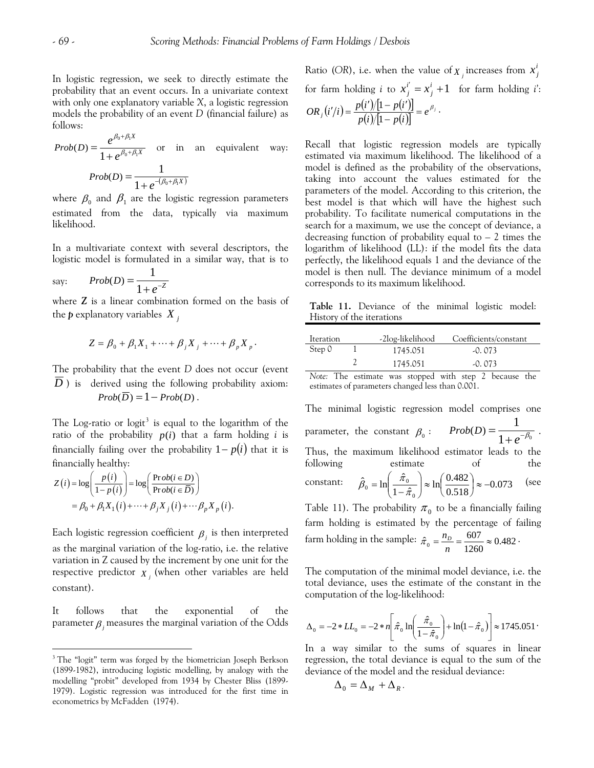In logistic regression, we seek to directly estimate the probability that an event occurs. In a univariate context with only one explanatory variable X, a logistic regression models the probability of an event D (financial failure) as follows:

$$Prob(D) = \frac{e^{\beta_0+\beta_1 X}}{1+e^{\beta_0+\beta_1 X}}$$ or in an equivalent way: $$Prob(D) = \frac{1}{1+e^{-(\beta_0+\beta_1 X)}}$$

where $\beta_0$ and $\beta_1$ are the logistic regression parameters estimated from the data, typically via maximum likelihood.

In a multivariate context with several descriptors, the logistic model is formulated in a similar way, that is to say: $$Prob(D) = \frac{1}{1+e^{-Z}}$$

where **Z** is a linear combination formed on the basis of the ***p*** explanatory variables $X_j$

$$Z = \beta_0 + \beta_1 X_1 + \cdots + \beta_j X_j + \cdots + \beta_p X_p .$$

The probability that the event D does not occur (event $\overline{D}$) is derived using the following probability axiom: $Prob(\overline{D}) = 1 - Prob(D)$.

The Log-ratio or logit[3] is equal to the logarithm of the ratio of the probability $p(i)$ that a farm holding *i* is financially failing over the probability $1-p(i)$ that it is financially healthy:

$$Z(i) = \log\left(\frac{p(i)}{1-p(i)}\right) = \log\left(\frac{Prob(i \in D)}{Prob(i \in \overline{D})}\right) = \beta_0 + \beta_1 X_1(i) + \cdots + \beta_j X_j(i) + \cdots \beta_p X_p(i).$$

Each logistic regression coefficient $\beta_j$ is then interpreted as the marginal variation of the log-ratio, i.e. the relative variation in Z caused by the increment by one unit for the respective predictor $X_j$ (when other variables are held constant).

It follows that the exponential of the parameter $\beta_j$ measures the marginal variation of the Odds Ratio (*OR*), i.e. when the value of $X_j$ increases from $x_j^i$ for farm holding *i* to $x_j^{i'} = x_j^i + 1$ for farm holding *i'*:
$$OR_j(i'/i) = \frac{p(i')/[1-p(i')]}{p(i)/[1-p(i)]} = e^{\beta_j}.$$

Recall that logistic regression models are typically estimated via maximum likelihood. The likelihood of a model is defined as the probability of the observations, taking into account the values estimated for the parameters of the model. According to this criterion, the best model is that which will have the highest such probability. To facilitate numerical computations in the search for a maximum, we use the concept of deviance, a decreasing function of probability equal to – 2 times the logarithm of likelihood (LL): if the model fits the data perfectly, the likelihood equals 1 and the deviance of the model is then null. The deviance minimum of a model corresponds to its maximum likelihood.

**Table 11.** Deviance of the minimal logistic model: History of the iterations

| Iteration | | -2log-likelihood | Coefficients/constant |
|---|---|---|---|
| Step 0 | 1 | 1745.051 | -0. 073 |
| | 2 | 1745.051 | -0. 073 |

*Note:* The estimate was stopped with step 2 because the estimates of parameters changed less than 0.001.

The minimal logistic regression model comprises one parameter, the constant $\beta_0$: $Prob(D) = \frac{1}{1+e^{-\beta_0}}$.
Thus, the maximum likelihood estimator leads to the following estimate of the constant: $\hat{\beta}_0 = \ln\left(\frac{\hat{\pi}_0}{1-\hat{\pi}_0}\right) \approx \ln\left(\frac{0.482}{0.518}\right) \approx -0.073$ (see Table 11). The probability $\pi_0$ to be a financially failing farm holding is estimated by the percentage of failing farm holding in the sample: $\hat{\pi}_0 = \frac{n_D}{n} = \frac{607}{1260} \approx 0.482$.

The computation of the minimal model deviance, i.e. the total deviance, uses the estimate of the constant in the computation of the log-likelihood:

$$\Delta_0 = -2 * LL_0 = -2 * n\left[\hat{\pi}_0 \ln\left(\frac{\hat{\pi}_0}{1-\hat{\pi}_0}\right) + \ln(1-\hat{\pi}_0)\right] \approx 1745.051 \cdot$$

In a way similar to the sums of squares in linear regression, the total deviance is equal to the sum of the deviance of the model and the residual deviance:

$$\Delta_0 = \Delta_M + \Delta_R .$$

[3] The "logit" term was forged by the biometrician Joseph Berkson (1899-1982), introducing logistic modelling, by analogy with the modelling "probit" developed from 1934 by Chester Bliss (1899-1979). Logistic regression was introduced for the first time in econometrics by McFadden (1974).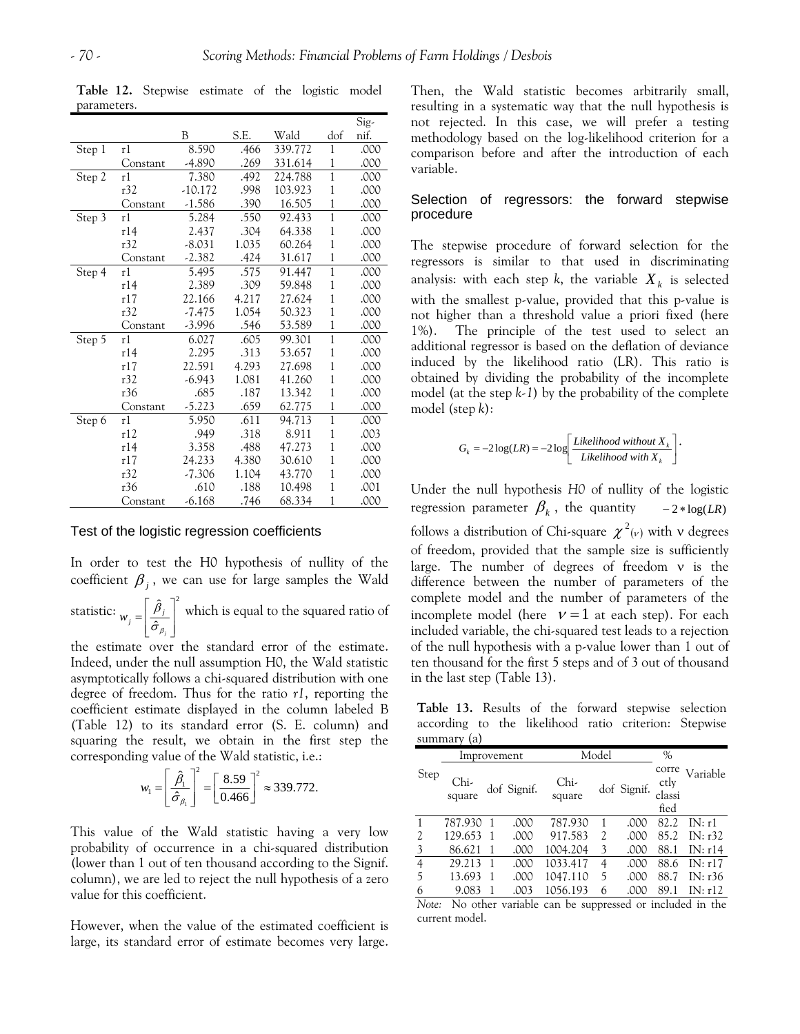**Table 12.** Stepwise estimate of the logistic model parameters.

| | | B | S.E. | Wald | dof | Sig-nif. |
|---|---|---|---|---|---|---|
| Step 1 | r1 | 8.590 | .466 | 339.772 | 1 | .000 |
| | Constant | -4.890 | .269 | 331.614 | 1 | .000 |
| Step 2 | r1 | 7.380 | .492 | 224.788 | 1 | .000 |
| | r32 | -10.172 | .998 | 103.923 | 1 | .000 |
| | Constant | -1.586 | .390 | 16.505 | 1 | .000 |
| Step 3 | r1 | 5.284 | .550 | 92.433 | 1 | .000 |
| | r14 | 2.437 | .304 | 64.338 | 1 | .000 |
| | r32 | -8.031 | 1.035 | 60.264 | 1 | .000 |
| | Constant | -2.382 | .424 | 31.617 | 1 | .000 |
| Step 4 | r1 | 5.495 | .575 | 91.447 | 1 | .000 |
| | r14 | 2.389 | .309 | 59.848 | 1 | .000 |
| | r17 | 22.166 | 4.217 | 27.624 | 1 | .000 |
| | r32 | -7.475 | 1.054 | 50.323 | 1 | .000 |
| | Constant | -3.996 | .546 | 53.589 | 1 | .000 |
| Step 5 | r1 | 6.027 | .605 | 99.301 | 1 | .000 |
| | r14 | 2.295 | .313 | 53.657 | 1 | .000 |
| | r17 | 22.591 | 4.293 | 27.698 | 1 | .000 |
| | r32 | -6.943 | 1.081 | 41.260 | 1 | .000 |
| | r36 | .685 | .187 | 13.342 | 1 | .000 |
| | Constant | -5.223 | .659 | 62.775 | 1 | .000 |
| Step 6 | r1 | 5.950 | .611 | 94.713 | 1 | .000 |
| | r12 | .949 | .318 | 8.911 | 1 | .003 |
| | r14 | 3.358 | .488 | 47.273 | 1 | .000 |
| | r17 | 24.233 | 4.380 | 30.610 | 1 | .000 |
| | r32 | -7.306 | 1.104 | 43.770 | 1 | .000 |
| | r36 | .610 | .188 | 10.498 | 1 | .001 |
| | Constant | -6.168 | .746 | 68.334 | 1 | .000 |

## Test of the logistic regression coefficients

In order to test the H0 hypothesis of nullity of the coefficient $\beta_j$, we can use for large samples the Wald statistic: $w_j = \left[\frac{\hat{\beta}_j}{\hat{\sigma}_{\beta_j}}\right]^2$ which is equal to the squared ratio of the estimate over the standard error of the estimate. Indeed, under the null assumption H0, the Wald statistic asymptotically follows a chi-squared distribution with one degree of freedom. Thus for the ratio *r1*, reporting the coefficient estimate displayed in the column labeled B (Table 12) to its standard error (S. E. column) and squaring the result, we obtain in the first step the corresponding value of the Wald statistic, i.e.:

$$w_1 = \left[\frac{\hat{\beta}_1}{\hat{\sigma}_{\beta_1}}\right]^2 = \left[\frac{8.59}{0.466}\right]^2 \approx 339.772.$$

This value of the Wald statistic having a very low probability of occurrence in a chi-squared distribution (lower than 1 out of ten thousand according to the Signif. column), we are led to reject the null hypothesis of a zero value for this coefficient.

However, when the value of the estimated coefficient is large, its standard error of estimate becomes very large. Then, the Wald statistic becomes arbitrarily small, resulting in a systematic way that the null hypothesis is not rejected. In this case, we will prefer a testing methodology based on the log-likelihood criterion for a comparison before and after the introduction of each variable.

## Selection of regressors: the forward stepwise procedure

The stepwise procedure of forward selection for the regressors is similar to that used in discriminating analysis: with each step *k*, the variable $X_k$ is selected with the smallest p-value, provided that this p-value is not higher than a threshold value a priori fixed (here 1%). The principle of the test used to select an additional regressor is based on the deflation of deviance induced by the likelihood ratio (LR). This ratio is obtained by dividing the probability of the incomplete model (at the step *k-1*) by the probability of the complete model (step *k*):

$$G_k = -2\log(LR) = -2\log\left[\frac{Likelihood\ without\ X_k}{Likelihood\ with\ X_k}\right].$$

Under the null hypothesis *H0* of nullity of the logistic regression parameter $\beta_k$, the quantity $-2*\log(LR)$ follows a distribution of Chi-square $\chi^2(\nu)$ with ν degrees of freedom, provided that the sample size is sufficiently large. The number of degrees of freedom ν is the difference between the number of parameters of the complete model and the number of parameters of the incomplete model (here $\nu = 1$ at each step). For each included variable, the chi-squared test leads to a rejection of the null hypothesis with a p-value lower than 1 out of ten thousand for the first 5 steps and of 3 out of thousand in the last step (Table 13).

**Table 13.** Results of the forward stepwise selection according to the likelihood ratio criterion: Stepwise summary (a)

| Step | Improvement | | | Model | | | % correctly classified | Variable |
|---|---|---|---|---|---|---|---|---|
| | Chi-square | dof | Signif. | Chi-square | dof | Signif. | | |
| 1 | 787.930 | 1 | .000 | 787.930 | 1 | .000 | 82.2 | IN: r1 |
| 2 | 129.653 | 1 | .000 | 917.583 | 2 | .000 | 85.2 | IN: r32 |
| 3 | 86.621 | 1 | .000 | 1004.204 | 3 | .000 | 88.1 | IN: r14 |
| 4 | 29.213 | 1 | .000 | 1033.417 | 4 | .000 | 88.6 | IN: r17 |
| 5 | 13.693 | 1 | .000 | 1047.110 | 5 | .000 | 88.7 | IN: r36 |
| 6 | 9.083 | 1 | .003 | 1056.193 | 6 | .000 | 89.1 | IN: r12 |

*Note:* No other variable can be suppressed or included in the current model.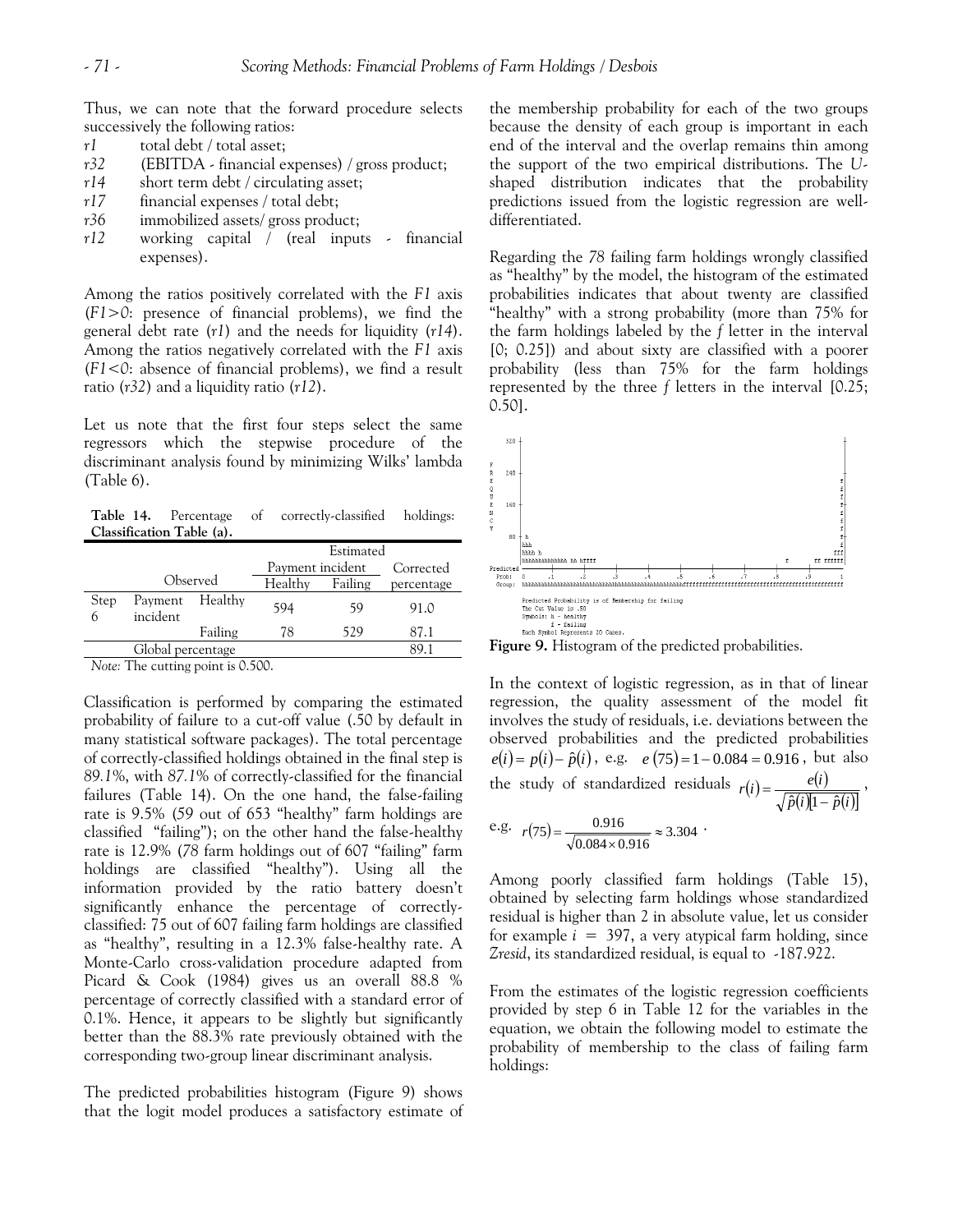Thus, we can note that the forward procedure selects successively the following ratios:

- *r1* total debt / total asset;
- *r32* (EBITDA - financial expenses) / gross product;
- *r14* short term debt / circulating asset;
- *r17* financial expenses / total debt;
- *r36* immobilized assets/ gross product;
- *r12* working capital / (real inputs - financial expenses).

Among the ratios positively correlated with the *F1* axis (*F1>0*: presence of financial problems), we find the general debt rate (*r1*) and the needs for liquidity (*r14*). Among the ratios negatively correlated with the *F1* axis (*F1<0*: absence of financial problems), we find a result ratio (*r32*) and a liquidity ratio (*r12*).

Let us note that the first four steps select the same regressors which the stepwise procedure of the discriminant analysis found by minimizing Wilks' lambda (Table 6).

**Table 14.** Percentage of correctly-classified holdings: **Classification Table (a).**

| | Observed | | Estimated | | |
|---|---|---|---|---|---|
| | | | Payment incident | | Corrected |
| | | | Healthy | Failing | percentage |
| Step 6 | Payment incident | Healthy | 594 | 59 | 91.0 |
| | | Failing | 78 | 529 | 87.1 |
| | Global percentage | | | | 89.1 |

*Note:* The cutting point is 0.500.

Classification is performed by comparing the estimated probability of failure to a cut-off value (.50 by default in many statistical software packages). The total percentage of correctly-classified holdings obtained in the final step is *89.1*%, with *87.1*% of correctly-classified for the financial failures (Table 14). On the one hand, the false-failing rate is 9.5% (59 out of 653 "healthy" farm holdings are classified "failing"); on the other hand the false-healthy rate is 12.9% (*78* farm holdings out of 607 "failing" farm holdings are classified "healthy"). Using all the information provided by the ratio battery doesn't significantly enhance the percentage of correctly-classified: 75 out of 607 failing farm holdings are classified as "healthy", resulting in a 12.3% false-healthy rate. A Monte-Carlo cross-validation procedure adapted from Picard & Cook (1984) gives us an overall 88.8 % percentage of correctly classified with a standard error of 0.1%. Hence, it appears to be slightly but significantly better than the 88.3% rate previously obtained with the corresponding two-group linear discriminant analysis.

The predicted probabilities histogram (Figure 9) shows that the logit model produces a satisfactory estimate of the membership probability for each of the two groups because the density of each group is important in each end of the interval and the overlap remains thin among the support of the two empirical distributions. The *U*-shaped distribution indicates that the probability predictions issued from the logistic regression are well-differentiated.

Regarding the *78* failing farm holdings wrongly classified as "healthy" by the model, the histogram of the estimated probabilities indicates that about twenty are classified "healthy" with a strong probability (more than 75% for the farm holdings labeled by the *f* letter in the interval [0; 0.25]) and about sixty are classified with a poorer probability (less than 75% for the farm holdings represented by the three *f* letters in the interval [0.25; 0.50].

**Figure 9.** Histogram of the predicted probabilities.

In the context of logistic regression, as in that of linear regression, the quality assessment of the model fit involves the study of residuals, i.e. deviations between the observed probabilities and the predicted probabilities $e(i) = p(i) - \hat{p}(i)$, e.g. $e(75) = 1 - 0.084 = 0.916$, but also the study of standardized residuals $r(i) = \frac{e(i)}{\sqrt{\hat{p}(i)[1-\hat{p}(i)]}}$,

e.g. $r(75) = \frac{0.916}{\sqrt{0.084 \times 0.916}} \approx 3.304$.

Among poorly classified farm holdings (Table 15), obtained by selecting farm holdings whose standardized residual is higher than 2 in absolute value, let us consider for example $i = 397$, a very atypical farm holding, since *Zresid*, its standardized residual, is equal to -187.922.

From the estimates of the logistic regression coefficients provided by step 6 in Table 12 for the variables in the equation, we obtain the following model to estimate the probability of membership to the class of failing farm holdings: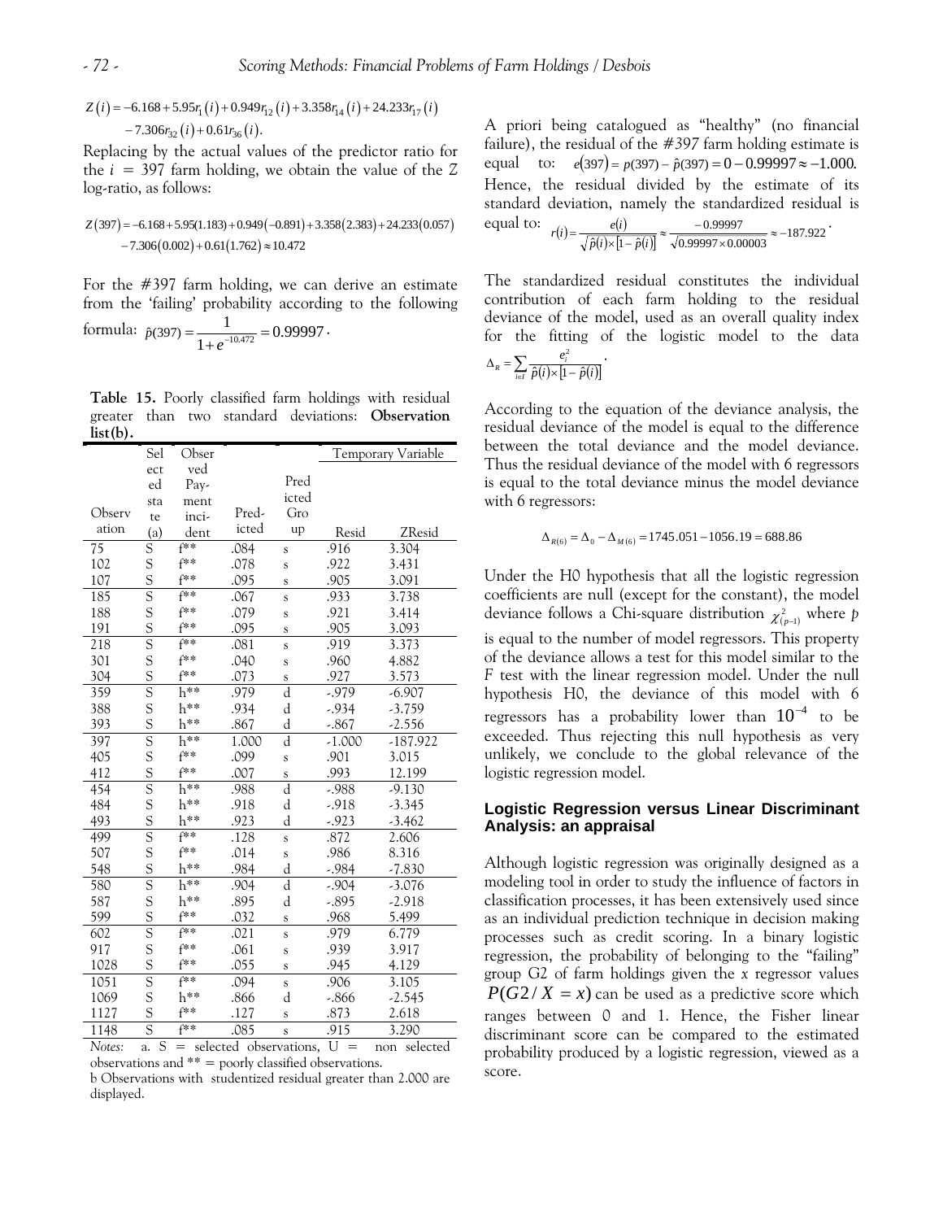$$Z(i) = -6.168 + 5.95r_1(i) + 0.949r_{12}(i) + 3.358r_{14}(i) + 24.233r_{17}(i)$$
$$-7.306r_{32}(i) + 0.61r_{36}(i).$$

Replacing by the actual values of the predictor ratio for the $i = 397$ farm holding, we obtain the value of the $Z$ log-ratio, as follows:

$$Z(397) = -6.168 + 5.95(1.183) + 0.949(-0.891) + 3.358(2.383) + 24.233(0.057)$$
$$-7.306(0.002) + 0.61(1.762) \approx 10.472$$

For the #397 farm holding, we can derive an estimate from the 'failing' probability according to the following formula: $\hat{p}(397) = \dfrac{1}{1+e^{-10.472}} = 0.99997$.

**Table 15.** Poorly classified farm holdings with residual greater than two standard deviations: **Observation list(b).**

| Observation | Selected state (a) | Observed Payment incident | Predicted | Predicted Group | Temporary Variable Resid | Temporary Variable ZResid |
|---|---|---|---|---|---|---|
| 75 | S | f** | .084 | s | .916 | 3.304 |
| 102 | S | f** | .078 | s | .922 | 3.431 |
| 107 | S | f** | .095 | s | .905 | 3.091 |
| 185 | S | f** | .067 | s | .933 | 3.738 |
| 188 | S | f** | .079 | s | .921 | 3.414 |
| 191 | S | f** | .095 | s | .905 | 3.093 |
| 218 | S | f** | .081 | s | .919 | 3.373 |
| 301 | S | f** | .040 | s | .960 | 4.882 |
| 304 | S | f** | .073 | s | .927 | 3.573 |
| 359 | S | h** | .979 | d | -.979 | -6.907 |
| 388 | S | h** | .934 | d | -.934 | -3.759 |
| 393 | S | h** | .867 | d | -.867 | -2.556 |
| 397 | S | h** | 1.000 | d | -1.000 | -187.922 |
| 405 | S | f** | .099 | s | .901 | 3.015 |
| 412 | S | f** | .007 | s | .993 | 12.199 |
| 454 | S | h** | .988 | d | -.988 | -9.130 |
| 484 | S | h** | .918 | d | -.918 | -3.345 |
| 493 | S | h** | .923 | d | -.923 | -3.462 |
| 499 | S | f** | .128 | s | .872 | 2.606 |
| 507 | S | f** | .014 | s | .986 | 8.316 |
| 548 | S | h** | .984 | d | -.984 | -7.830 |
| 580 | S | h** | .904 | d | -.904 | -3.076 |
| 587 | S | h** | .895 | d | -.895 | -2.918 |
| 599 | S | f** | .032 | s | .968 | 5.499 |
| 602 | S | f** | .021 | s | .979 | 6.779 |
| 917 | S | f** | .061 | s | .939 | 3.917 |
| 1028 | S | f** | .055 | s | .945 | 4.129 |
| 1051 | S | f** | .094 | s | .906 | 3.105 |
| 1069 | S | h** | .866 | d | -.866 | -2.545 |
| 1127 | S | f** | .127 | s | .873 | 2.618 |
| 1148 | S | f** | .085 | s | .915 | 3.290 |

*Notes:* a. S = selected observations, U = non selected observations and ** = poorly classified observations.
b Observations with studentized residual greater than 2.000 are displayed.

A priori being catalogued as "healthy" (no financial failure), the residual of the #397 farm holding estimate is equal to: $e(397) = p(397) - \hat{p}(397) = 0 - 0.99997 \approx -1.000$. Hence, the residual divided by the estimate of its standard deviation, namely the standardized residual is equal to: $r(i) = \dfrac{e(i)}{\sqrt{\hat{p}(i)\times[1-\hat{p}(i)]}} \approx \dfrac{-0.99997}{\sqrt{0.99997\times 0.00003}} \approx -187.922$.

The standardized residual constitutes the individual contribution of each farm holding to the residual deviance of the model, used as an overall quality index for the fitting of the logistic model to the data $\Delta_R = \sum_{i\in I} \dfrac{e_i^2}{\hat{p}(i)\times[1-\hat{p}(i)]}$.

According to the equation of the deviance analysis, the residual deviance of the model is equal to the difference between the total deviance and the model deviance. Thus the residual deviance of the model with 6 regressors is equal to the total deviance minus the model deviance with 6 regressors:

$$\Delta_{R(6)} = \Delta_0 - \Delta_{M(6)} = 1745.051 - 1056.19 = 688.86$$

Under the H0 hypothesis that all the logistic regression coefficients are null (except for the constant), the model deviance follows a Chi-square distribution $\chi^2_{(p-1)}$ where $p$ is equal to the number of model regressors. This property of the deviance allows a test for this model similar to the $F$ test with the linear regression model. Under the null hypothesis H0, the deviance of this model with 6 regressors has a probability lower than $10^{-4}$ to be exceeded. Thus rejecting this null hypothesis as very unlikely, we conclude to the global relevance of the logistic regression model.

## Logistic Regression versus Linear Discriminant Analysis: an appraisal

Although logistic regression was originally designed as a modeling tool in order to study the influence of factors in classification processes, it has been extensively used since as an individual prediction technique in decision making processes such as credit scoring. In a binary logistic regression, the probability of belonging to the "failing" group G2 of farm holdings given the $x$ regressor values $P(G2/X = x)$ can be used as a predictive score which ranges between 0 and 1. Hence, the Fisher linear discriminant score can be compared to the estimated probability produced by a logistic regression, viewed as a score.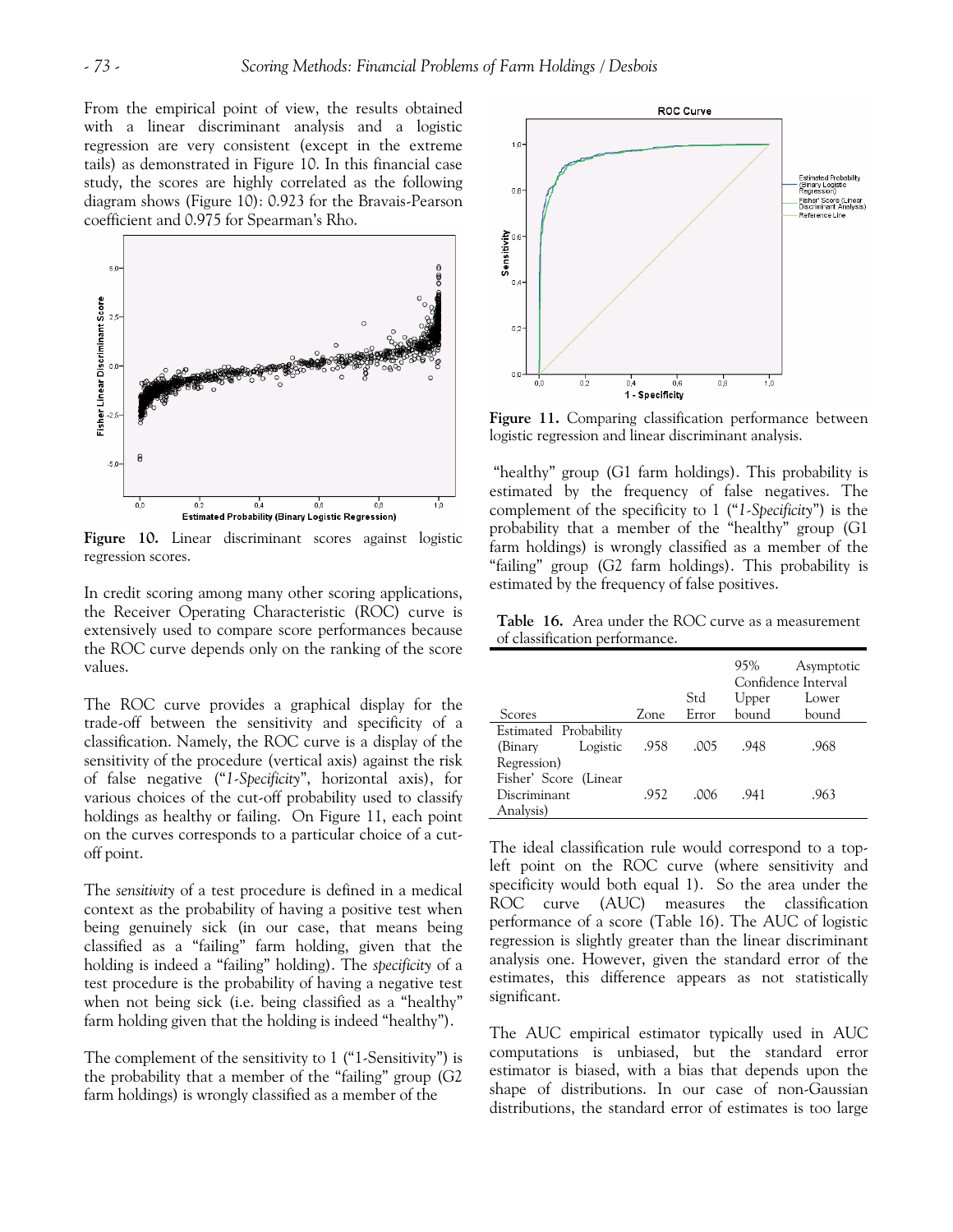From the empirical point of view, the results obtained with a linear discriminant analysis and a logistic regression are very consistent (except in the extreme tails) as demonstrated in Figure 10. In this financial case study, the scores are highly correlated as the following diagram shows (Figure 10): 0.923 for the Bravais-Pearson coefficient and 0.975 for Spearman's Rho.

**Figure 10.** Linear discriminant scores against logistic regression scores.

In credit scoring among many other scoring applications, the Receiver Operating Characteristic (ROC) curve is extensively used to compare score performances because the ROC curve depends only on the ranking of the score values.

The ROC curve provides a graphical display for the trade-off between the sensitivity and specificity of a classification. Namely, the ROC curve is a display of the sensitivity of the procedure (vertical axis) against the risk of false negative ("*1-Specificity*", horizontal axis), for various choices of the cut-off probability used to classify holdings as healthy or failing. On Figure 11, each point on the curves corresponds to a particular choice of a cut-off point.

The *sensitivity* of a test procedure is defined in a medical context as the probability of having a positive test when being genuinely sick (in our case, that means being classified as a "failing" farm holding, given that the holding is indeed a "failing" holding). The *specificity* of a test procedure is the probability of having a negative test when not being sick (i.e. being classified as a "healthy" farm holding given that the holding is indeed "healthy").

The complement of the sensitivity to 1 ("1-Sensitivity") is the probability that a member of the "failing" group (G2 farm holdings) is wrongly classified as a member of the "healthy" group (G1 farm holdings). This probability is estimated by the frequency of false negatives. The complement of the specificity to 1 ("*1-Specificity*") is the probability that a member of the "healthy" group (G1 farm holdings) is wrongly classified as a member of the "failing" group (G2 farm holdings). This probability is estimated by the frequency of false positives.

**Figure 11.** Comparing classification performance between logistic regression and linear discriminant analysis.

**Table 16.** Area under the ROC curve as a measurement of classification performance.

| Scores | Zone | Std Error | 95% Asymptotic Confidence Interval Upper bound | Lower bound |
|---|---|---|---|---|
| Estimated Probability (Binary Logistic Regression) | .958 | .005 | .948 | .968 |
| Fisher' Score (Linear Discriminant Analysis) | .952 | .006 | .941 | .963 |

The ideal classification rule would correspond to a top-left point on the ROC curve (where sensitivity and specificity would both equal 1). So the area under the ROC curve (AUC) measures the classification performance of a score (Table 16). The AUC of logistic regression is slightly greater than the linear discriminant analysis one. However, given the standard error of the estimates, this difference appears as not statistically significant.

The AUC empirical estimator typically used in AUC computations is unbiased, but the standard error estimator is biased, with a bias that depends upon the shape of distributions. In our case of non-Gaussian distributions, the standard error of estimates is too large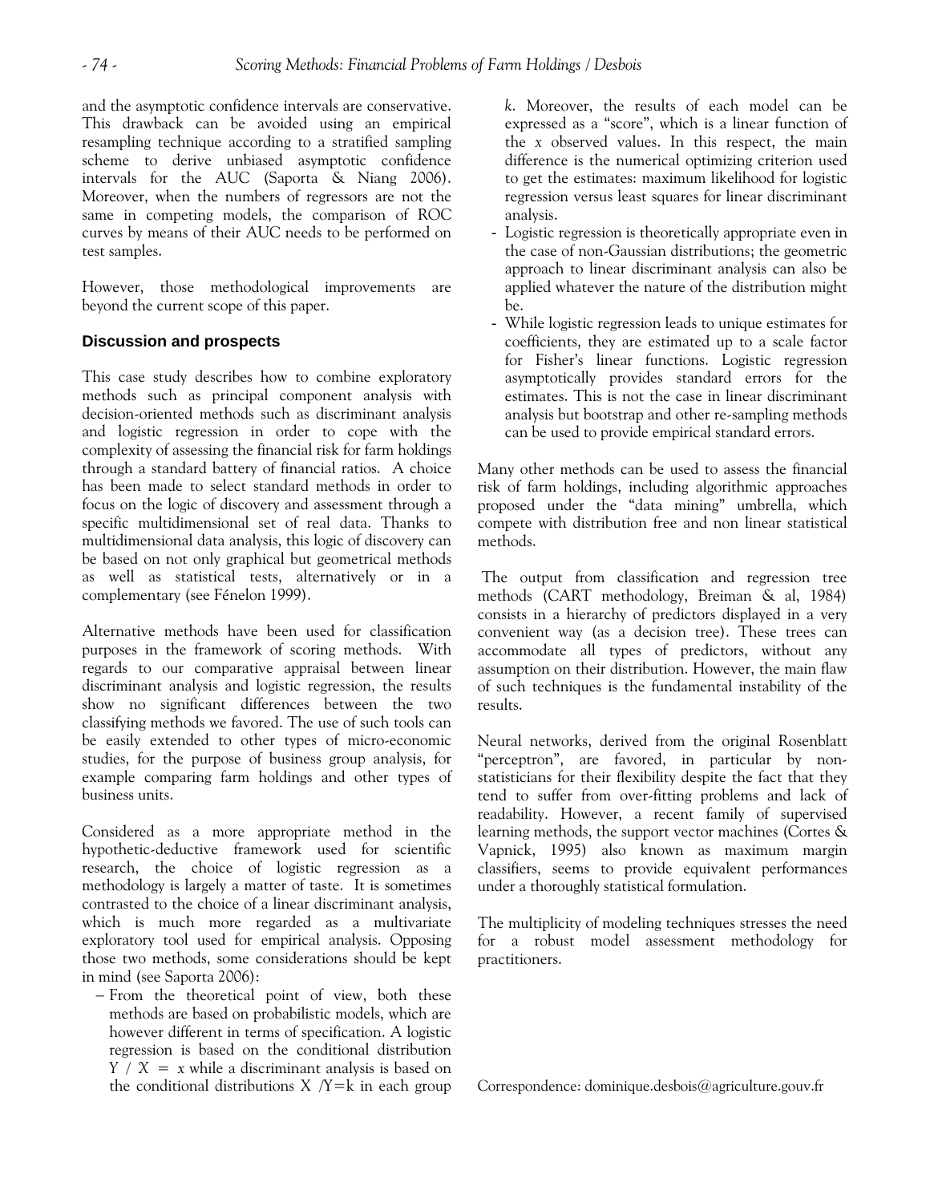and the asymptotic confidence intervals are conservative. This drawback can be avoided using an empirical resampling technique according to a stratified sampling scheme to derive unbiased asymptotic confidence intervals for the AUC (Saporta & Niang 2006). Moreover, when the numbers of regressors are not the same in competing models, the comparison of ROC curves by means of their AUC needs to be performed on test samples.

However, those methodological improvements are beyond the current scope of this paper.

## Discussion and prospects

This case study describes how to combine exploratory methods such as principal component analysis with decision-oriented methods such as discriminant analysis and logistic regression in order to cope with the complexity of assessing the financial risk for farm holdings through a standard battery of financial ratios. A choice has been made to select standard methods in order to focus on the logic of discovery and assessment through a specific multidimensional set of real data. Thanks to multidimensional data analysis, this logic of discovery can be based on not only graphical but geometrical methods as well as statistical tests, alternatively or in a complementary (see Fénelon 1999).

Alternative methods have been used for classification purposes in the framework of scoring methods. With regards to our comparative appraisal between linear discriminant analysis and logistic regression, the results show no significant differences between the two classifying methods we favored. The use of such tools can be easily extended to other types of micro-economic studies, for the purpose of business group analysis, for example comparing farm holdings and other types of business units.

Considered as a more appropriate method in the hypothetic-deductive framework used for scientific research, the choice of logistic regression as a methodology is largely a matter of taste. It is sometimes contrasted to the choice of a linear discriminant analysis, which is much more regarded as a multivariate exploratory tool used for empirical analysis. Opposing those two methods, some considerations should be kept in mind (see Saporta 2006):

- From the theoretical point of view, both these methods are based on probabilistic models, which are however different in terms of specification. A logistic regression is based on the conditional distribution $Y \,/\, X = x$ while a discriminant analysis is based on the conditional distributions $X \,/ Y=k$ in each group $k$. Moreover, the results of each model can be expressed as a "score", which is a linear function of the $x$ observed values. In this respect, the main difference is the numerical optimizing criterion used to get the estimates: maximum likelihood for logistic regression versus least squares for linear discriminant analysis.
- Logistic regression is theoretically appropriate even in the case of non-Gaussian distributions; the geometric approach to linear discriminant analysis can also be applied whatever the nature of the distribution might be.
- While logistic regression leads to unique estimates for coefficients, they are estimated up to a scale factor for Fisher's linear functions. Logistic regression asymptotically provides standard errors for the estimates. This is not the case in linear discriminant analysis but bootstrap and other re-sampling methods can be used to provide empirical standard errors.

Many other methods can be used to assess the financial risk of farm holdings, including algorithmic approaches proposed under the "data mining" umbrella, which compete with distribution free and non linear statistical methods.

The output from classification and regression tree methods (CART methodology, Breiman & al, 1984) consists in a hierarchy of predictors displayed in a very convenient way (as a decision tree). These trees can accommodate all types of predictors, without any assumption on their distribution. However, the main flaw of such techniques is the fundamental instability of the results.

Neural networks, derived from the original Rosenblatt "perceptron", are favored, in particular by non-statisticians for their flexibility despite the fact that they tend to suffer from over-fitting problems and lack of readability. However, a recent family of supervised learning methods, the support vector machines (Cortes & Vapnick, 1995) also known as maximum margin classifiers, seems to provide equivalent performances under a thoroughly statistical formulation.

The multiplicity of modeling techniques stresses the need for a robust model assessment methodology for practitioners.

Correspondence: dominique.desbois@agriculture.gouv.fr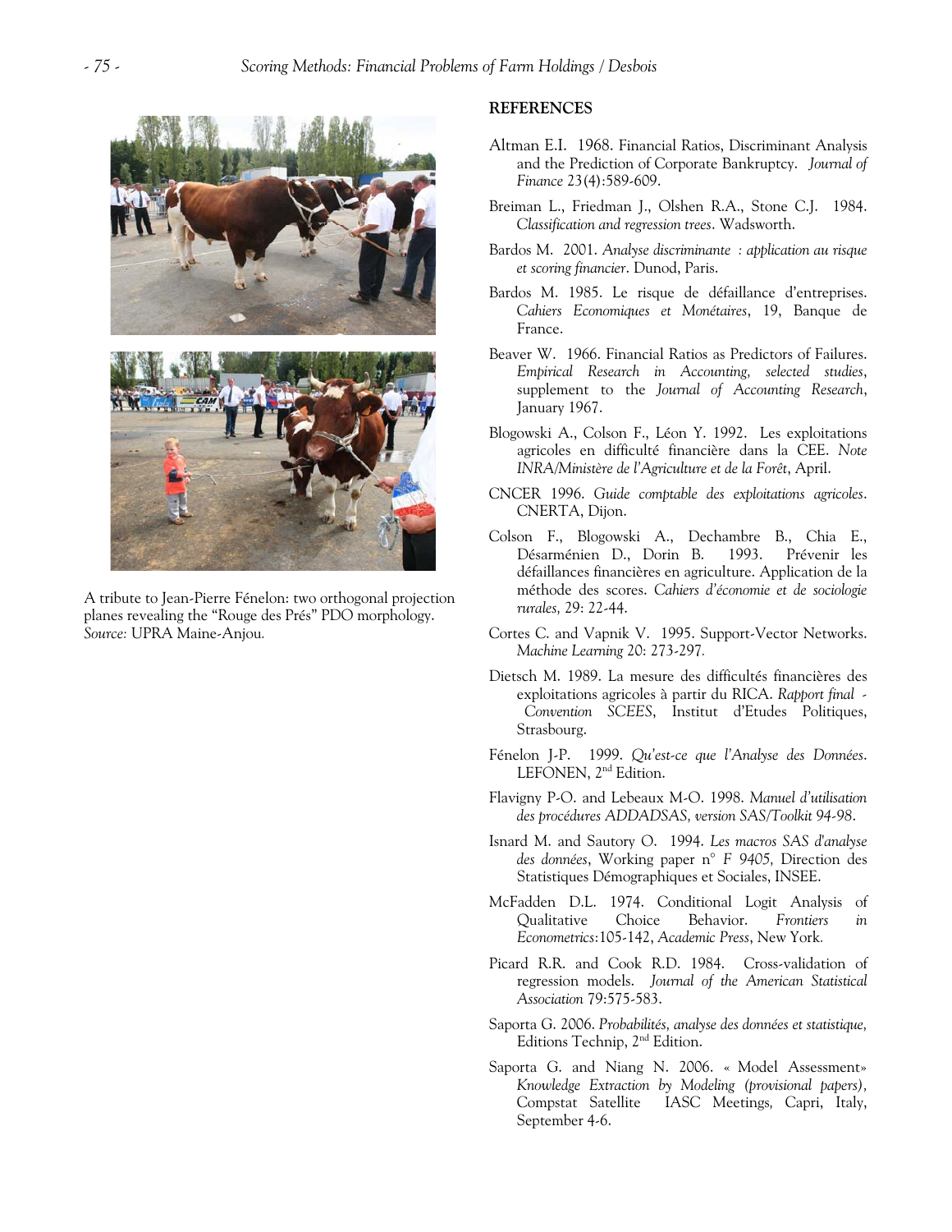A tribute to Jean-Pierre Fénelon: two orthogonal projection planes revealing the "Rouge des Prés" PDO morphology. *Source:* UPRA Maine-Anjou.

## REFERENCES

Altman E.I. 1968. Financial Ratios, Discriminant Analysis and the Prediction of Corporate Bankruptcy. *Journal of Finance* 23(4):589-609.

Breiman L., Friedman J., Olshen R.A., Stone C.J. 1984. *Classification and regression trees*. Wadsworth.

Bardos M. 2001. *Analyse discriminante : application au risque et scoring financier*. Dunod, Paris.

Bardos M. 1985. Le risque de défaillance d'entreprises. *Cahiers Economiques et Monétaires*, 19, Banque de France.

Beaver W. 1966. Financial Ratios as Predictors of Failures. *Empirical Research in Accounting, selected studies*, supplement to the *Journal of Accounting Research*, January 1967.

Blogowski A., Colson F., Léon Y. 1992. Les exploitations agricoles en difficulté financière dans la CEE. *Note INRA/Ministère de l'Agriculture et de la Forêt*, April.

CNCER 1996. *Guide comptable des exploitations agricoles*. CNERTA, Dijon.

Colson F., Blogowski A., Dechambre B., Chia E., Désarménien D., Dorin B. 1993. Prévenir les défaillances financières en agriculture. Application de la méthode des scores. *Cahiers d'économie et de sociologie rurales,* 29: 22-44.

Cortes C. and Vapnik V. 1995. Support-Vector Networks. *Machine Learning* 20: 273-297.

Dietsch M. 1989. La mesure des difficultés financières des exploitations agricoles à partir du RICA. *Rapport final - Convention SCEES*, Institut d'Etudes Politiques, Strasbourg.

Fénelon J-P. 1999. *Qu'est-ce que l'Analyse des Données*. LEFONEN, 2nd Edition.

Flavigny P-O. and Lebeaux M-O. 1998. *Manuel d'utilisation des procédures ADDADSAS, version SAS/Toolkit 94-98*.

Isnard M. and Sautory O. 1994. *Les macros SAS d'analyse des données*, Working paper n° *F 9405,* Direction des Statistiques Démographiques et Sociales, INSEE.

McFadden D.L. 1974. Conditional Logit Analysis of Qualitative Choice Behavior. *Frontiers in Econometrics*:105-142, *Academic Press*, New York.

Picard R.R. and Cook R.D. 1984. Cross-validation of regression models. *Journal of the American Statistical Association* 79:575-583.

Saporta G. 2006. *Probabilités, analyse des données et statistique,* Editions Technip, 2nd Edition.

Saporta G. and Niang N. 2006. « Model Assessment» *Knowledge Extraction by Modeling (provisional papers)*, Compstat Satellite IASC Meetings, Capri, Italy, September 4-6.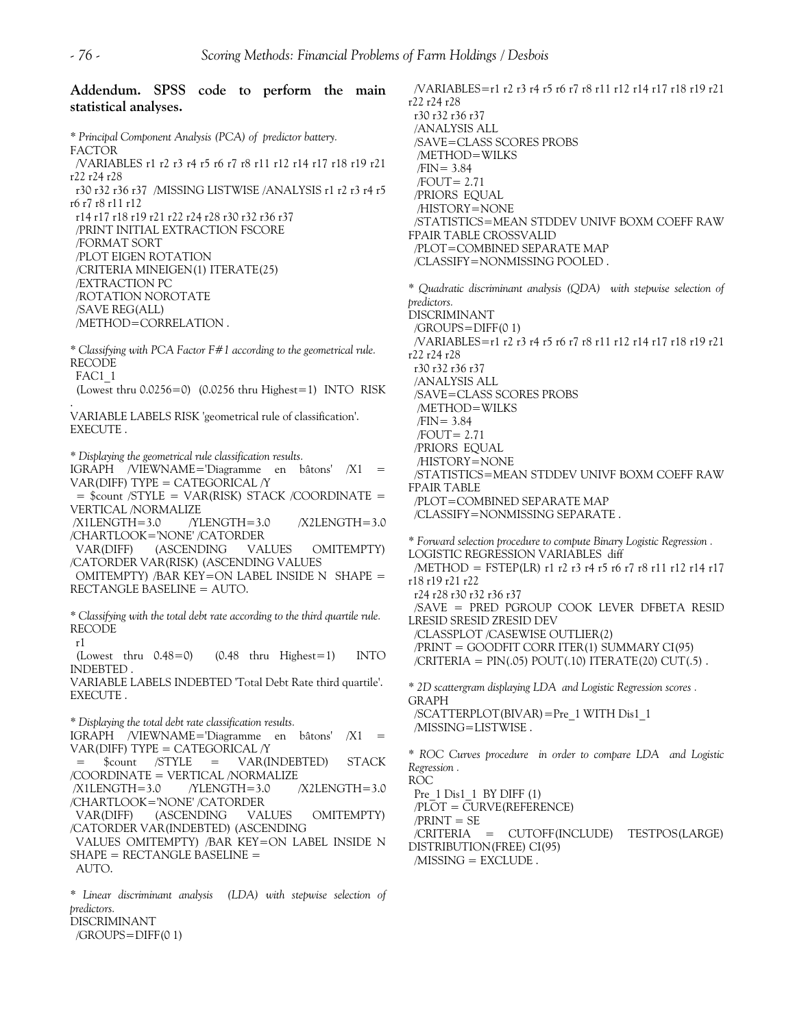**Addendum. SPSS code to perform the main statistical analyses.**

```
* Principal Component Analysis (PCA) of predictor battery.
FACTOR
  /VARIABLES r1 r2 r3 r4 r5 r6 r7 r8 r11 r12 r14 r17 r18 r19 r21 r22 r24 r28
  r30 r32 r36 r37  /MISSING LISTWISE /ANALYSIS r1 r2 r3 r4 r5 r6 r7 r8 r11 r12
  r14 r17 r18 r19 r21 r22 r24 r28 r30 r32 r36 r37
  /PRINT INITIAL EXTRACTION FSCORE
  /FORMAT SORT
  /PLOT EIGEN ROTATION
  /CRITERIA MINEIGEN(1) ITERATE(25)
  /EXTRACTION PC
  /ROTATION NOROTATE
  /SAVE REG(ALL)
  /METHOD=CORRELATION .

* Classifying with PCA Factor F#1 according to the geometrical rule.
RECODE
  FAC1_1
  (Lowest thru 0.0256=0)  (0.0256 thru Highest=1)  INTO  RISK
.
VARIABLE LABELS RISK 'geometrical rule of classification'.
EXECUTE .

* Displaying the geometrical rule classification results.
IGRAPH /VIEWNAME='Diagramme en bâtons' /X1 = VAR(DIFF) TYPE = CATEGORICAL /Y
  = $count /STYLE = VAR(RISK) STACK /COORDINATE = VERTICAL /NORMALIZE
  /X1LENGTH=3.0 /YLENGTH=3.0 /X2LENGTH=3.0 /CHARTLOOK='NONE' /CATORDER
  VAR(DIFF) (ASCENDING VALUES OMITEMPTY) /CATORDER VAR(RISK) (ASCENDING VALUES
  OMITEMPTY) /BAR KEY=ON LABEL INSIDE N  SHAPE = RECTANGLE BASELINE = AUTO.

* Classifying with the total debt rate according to the third quartile rule.
RECODE
  r1
  (Lowest thru 0.48=0)  (0.48 thru Highest=1)  INTO INDEBTED .
VARIABLE LABELS INDEBTED 'Total Debt Rate third quartile'.
EXECUTE .

* Displaying the total debt rate classification results.
IGRAPH /VIEWNAME='Diagramme en bâtons' /X1 = VAR(DIFF) TYPE = CATEGORICAL /Y
  = $count /STYLE = VAR(INDEBTED) STACK /COORDINATE = VERTICAL /NORMALIZE
  /X1LENGTH=3.0 /YLENGTH=3.0 /X2LENGTH=3.0 /CHARTLOOK='NONE' /CATORDER
  VAR(DIFF) (ASCENDING VALUES OMITEMPTY) /CATORDER VAR(INDEBTED) (ASCENDING
  VALUES OMITEMPTY) /BAR KEY=ON LABEL INSIDE N SHAPE = RECTANGLE BASELINE =
  AUTO.

* Linear discriminant analysis (LDA) with stepwise selection of predictors.
DISCRIMINANT
  /GROUPS=DIFF(0 1)
  /VARIABLES=r1 r2 r3 r4 r5 r6 r7 r8 r11 r12 r14 r17 r18 r19 r21 r22 r24 r28
  r30 r32 r36 r37
  /ANALYSIS ALL
  /SAVE=CLASS SCORES PROBS
   /METHOD=WILKS
   /FIN= 3.84
   /FOUT= 2.71
  /PRIORS  EQUAL
   /HISTORY=NONE
  /STATISTICS=MEAN STDDEV UNIVF BOXM COEFF RAW FPAIR TABLE CROSSVALID
  /PLOT=COMBINED SEPARATE MAP
  /CLASSIFY=NONMISSING POOLED .

* Quadratic discriminant analysis (QDA) with stepwise selection of predictors.
DISCRIMINANT
  /GROUPS=DIFF(0 1)
  /VARIABLES=r1 r2 r3 r4 r5 r6 r7 r8 r11 r12 r14 r17 r18 r19 r21 r22 r24 r28
  r30 r32 r36 r37
  /ANALYSIS ALL
  /SAVE=CLASS SCORES PROBS
   /METHOD=WILKS
   /FIN= 3.84
   /FOUT= 2.71
  /PRIORS  EQUAL
   /HISTORY=NONE
  /STATISTICS=MEAN STDDEV UNIVF BOXM COEFF RAW FPAIR TABLE
  /PLOT=COMBINED SEPARATE MAP
  /CLASSIFY=NONMISSING SEPARATE .

* Forward selection procedure to compute Binary Logistic Regression .
LOGISTIC REGRESSION VARIABLES  diff
  /METHOD = FSTEP(LR) r1 r2 r3 r4 r5 r6 r7 r8 r11 r12 r14 r17 r18 r19 r21 r22
  r24 r28 r30 r32 r36 r37
  /SAVE = PRED PGROUP COOK LEVER DFBETA RESID LRESID SRESID ZRESID DEV
  /CLASSPLOT /CASEWISE OUTLIER(2)
  /PRINT = GOODFIT CORR ITER(1) SUMMARY CI(95)
  /CRITERIA = PIN(.05) POUT(.10) ITERATE(20) CUT(.5) .

* 2D scattergram displaying LDA and Logistic Regression scores .
GRAPH
  /SCATTERPLOT(BIVAR)=Pre_1 WITH Dis1_1
  /MISSING=LISTWISE .

* ROC Curves procedure in order to compare LDA and Logistic Regression .
ROC
  Pre_1 Dis1_1  BY DIFF (1)
  /PLOT = CURVE(REFERENCE)
  /PRINT = SE
  /CRITERIA = CUTOFF(INCLUDE) TESTPOS(LARGE) DISTRIBUTION(FREE) CI(95)
  /MISSING = EXCLUDE .
```